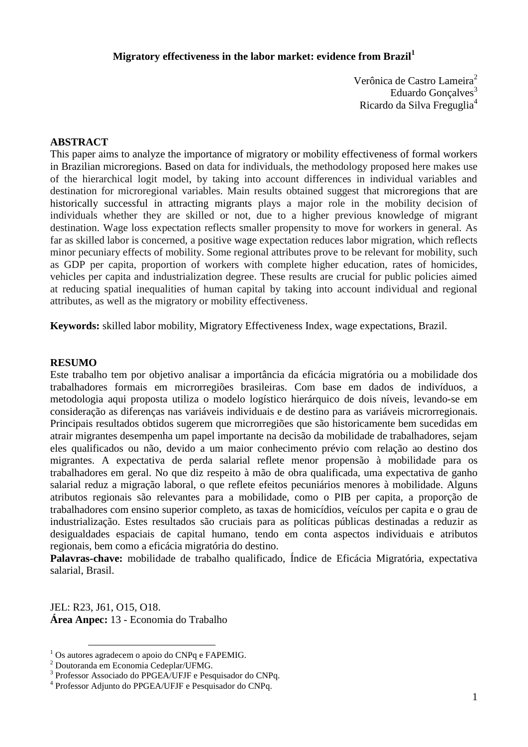# Migratory effectiveness in the labor market: evidence from Brazil[1]

Verônica de Castro Lameira[2]
Eduardo Gonçalves[3]
Ricardo da Silva Freguglia[4]

## ABSTRACT

This paper aims to analyze the importance of migratory or mobility effectiveness of formal workers in Brazilian microregions. Based on data for individuals, the methodology proposed here makes use of the hierarchical logit model, by taking into account differences in individual variables and destination for microregional variables. Main results obtained suggest that microregions that are historically successful in attracting migrants plays a major role in the mobility decision of individuals whether they are skilled or not, due to a higher previous knowledge of migrant destination. Wage loss expectation reflects smaller propensity to move for workers in general. As far as skilled labor is concerned, a positive wage expectation reduces labor migration, which reflects minor pecuniary effects of mobility. Some regional attributes prove to be relevant for mobility, such as GDP per capita, proportion of workers with complete higher education, rates of homicides, vehicles per capita and industrialization degree. These results are crucial for public policies aimed at reducing spatial inequalities of human capital by taking into account individual and regional attributes, as well as the migratory or mobility effectiveness.

**Keywords:** skilled labor mobility, Migratory Effectiveness Index, wage expectations, Brazil.

## RESUMO

Este trabalho tem por objetivo analisar a importância da eficácia migratória ou a mobilidade dos trabalhadores formais em microrregiões brasileiras. Com base em dados de indivíduos, a metodologia aqui proposta utiliza o modelo logístico hierárquico de dois níveis, levando-se em consideração as diferenças nas variáveis individuais e de destino para as variáveis microrregionais. Principais resultados obtidos sugerem que microrregiões que são historicamente bem sucedidas em atrair migrantes desempenha um papel importante na decisão da mobilidade de trabalhadores, sejam eles qualificados ou não, devido a um maior conhecimento prévio com relação ao destino dos migrantes. A expectativa de perda salarial reflete menor propensão à mobilidade para os trabalhadores em geral. No que diz respeito à mão de obra qualificada, uma expectativa de ganho salarial reduz a migração laboral, o que reflete efeitos pecuniários menores à mobilidade. Alguns atributos regionais são relevantes para a mobilidade, como o PIB per capita, a proporção de trabalhadores com ensino superior completo, as taxas de homicídios, veículos per capita e o grau de industrialização. Estes resultados são cruciais para as políticas públicas destinadas a reduzir as desigualdades espaciais de capital humano, tendo em conta aspectos individuais e atributos regionais, bem como a eficácia migratória do destino.

**Palavras-chave:** mobilidade de trabalho qualificado, Índice de Eficácia Migratória, expectativa salarial, Brasil.

JEL: R23, J61, O15, O18.
**Área Anpec:** 13 - Economia do Trabalho

---

[1] Os autores agradecem o apoio do CNPq e FAPEMIG.
[2] Doutoranda em Economia Cedeplar/UFMG.
[3] Professor Associado do PPGEA/UFJF e Pesquisador do CNPq.
[4] Professor Adjunto do PPGEA/UFJF e Pesquisador do CNPq.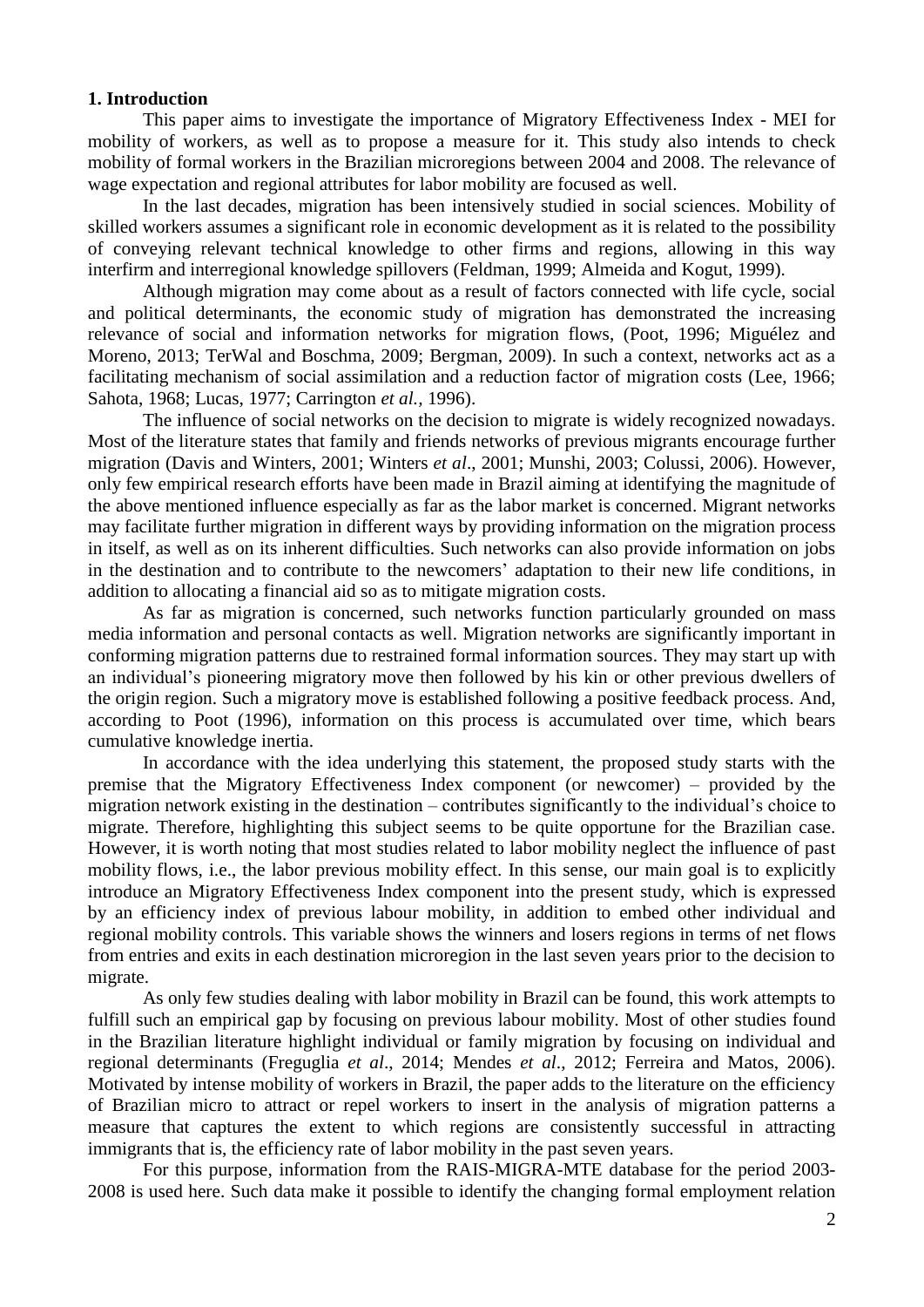## 1. Introduction

This paper aims to investigate the importance of Migratory Effectiveness Index - MEI for mobility of workers, as well as to propose a measure for it. This study also intends to check mobility of formal workers in the Brazilian microregions between 2004 and 2008. The relevance of wage expectation and regional attributes for labor mobility are focused as well.

In the last decades, migration has been intensively studied in social sciences. Mobility of skilled workers assumes a significant role in economic development as it is related to the possibility of conveying relevant technical knowledge to other firms and regions, allowing in this way interfirm and interregional knowledge spillovers (Feldman, 1999; Almeida and Kogut, 1999).

Although migration may come about as a result of factors connected with life cycle, social and political determinants, the economic study of migration has demonstrated the increasing relevance of social and information networks for migration flows, (Poot, 1996; Miguélez and Moreno, 2013; TerWal and Boschma, 2009; Bergman, 2009). In such a context, networks act as a facilitating mechanism of social assimilation and a reduction factor of migration costs (Lee, 1966; Sahota, 1968; Lucas, 1977; Carrington *et al.*, 1996).

The influence of social networks on the decision to migrate is widely recognized nowadays. Most of the literature states that family and friends networks of previous migrants encourage further migration (Davis and Winters, 2001; Winters *et al*., 2001; Munshi, 2003; Colussi, 2006). However, only few empirical research efforts have been made in Brazil aiming at identifying the magnitude of the above mentioned influence especially as far as the labor market is concerned. Migrant networks may facilitate further migration in different ways by providing information on the migration process in itself, as well as on its inherent difficulties. Such networks can also provide information on jobs in the destination and to contribute to the newcomers' adaptation to their new life conditions, in addition to allocating a financial aid so as to mitigate migration costs.

As far as migration is concerned, such networks function particularly grounded on mass media information and personal contacts as well. Migration networks are significantly important in conforming migration patterns due to restrained formal information sources. They may start up with an individual's pioneering migratory move then followed by his kin or other previous dwellers of the origin region. Such a migratory move is established following a positive feedback process. And, according to Poot (1996), information on this process is accumulated over time, which bears cumulative knowledge inertia.

In accordance with the idea underlying this statement, the proposed study starts with the premise that the Migratory Effectiveness Index component (or newcomer) – provided by the migration network existing in the destination – contributes significantly to the individual's choice to migrate. Therefore, highlighting this subject seems to be quite opportune for the Brazilian case. However, it is worth noting that most studies related to labor mobility neglect the influence of past mobility flows, i.e., the labor previous mobility effect. In this sense, our main goal is to explicitly introduce an Migratory Effectiveness Index component into the present study, which is expressed by an efficiency index of previous labour mobility, in addition to embed other individual and regional mobility controls. This variable shows the winners and losers regions in terms of net flows from entries and exits in each destination microregion in the last seven years prior to the decision to migrate.

As only few studies dealing with labor mobility in Brazil can be found, this work attempts to fulfill such an empirical gap by focusing on previous labour mobility. Most of other studies found in the Brazilian literature highlight individual or family migration by focusing on individual and regional determinants (Freguglia *et al*., 2014; Mendes *et al*., 2012; Ferreira and Matos, 2006). Motivated by intense mobility of workers in Brazil, the paper adds to the literature on the efficiency of Brazilian micro to attract or repel workers to insert in the analysis of migration patterns a measure that captures the extent to which regions are consistently successful in attracting immigrants that is, the efficiency rate of labor mobility in the past seven years.

For this purpose, information from the RAIS-MIGRA-MTE database for the period 2003-2008 is used here. Such data make it possible to identify the changing formal employment relation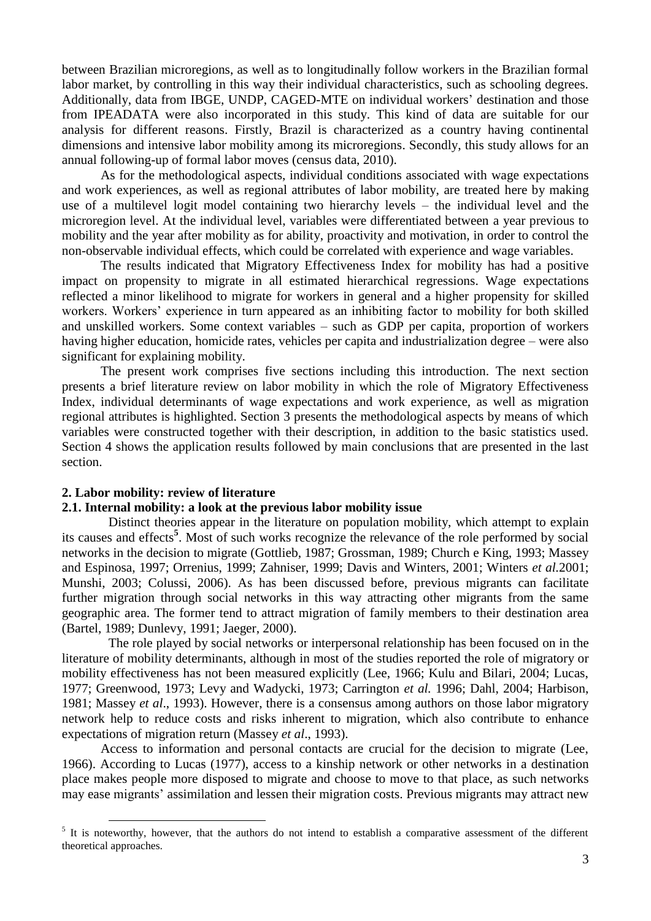between Brazilian microregions, as well as to longitudinally follow workers in the Brazilian formal labor market, by controlling in this way their individual characteristics, such as schooling degrees. Additionally, data from IBGE, UNDP, CAGED-MTE on individual workers' destination and those from IPEADATA were also incorporated in this study. This kind of data are suitable for our analysis for different reasons. Firstly, Brazil is characterized as a country having continental dimensions and intensive labor mobility among its microregions. Secondly, this study allows for an annual following-up of formal labor moves (census data, 2010).

As for the methodological aspects, individual conditions associated with wage expectations and work experiences, as well as regional attributes of labor mobility, are treated here by making use of a multilevel logit model containing two hierarchy levels – the individual level and the microregion level. At the individual level, variables were differentiated between a year previous to mobility and the year after mobility as for ability, proactivity and motivation, in order to control the non-observable individual effects, which could be correlated with experience and wage variables.

The results indicated that Migratory Effectiveness Index for mobility has had a positive impact on propensity to migrate in all estimated hierarchical regressions. Wage expectations reflected a minor likelihood to migrate for workers in general and a higher propensity for skilled workers. Workers' experience in turn appeared as an inhibiting factor to mobility for both skilled and unskilled workers. Some context variables – such as GDP per capita, proportion of workers having higher education, homicide rates, vehicles per capita and industrialization degree – were also significant for explaining mobility.

The present work comprises five sections including this introduction. The next section presents a brief literature review on labor mobility in which the role of Migratory Effectiveness Index, individual determinants of wage expectations and work experience, as well as migration regional attributes is highlighted. Section 3 presents the methodological aspects by means of which variables were constructed together with their description, in addition to the basic statistics used. Section 4 shows the application results followed by main conclusions that are presented in the last section.

## 2. Labor mobility: review of literature

### 2.1. Internal mobility: a look at the previous labor mobility issue

Distinct theories appear in the literature on population mobility, which attempt to explain its causes and effects[5]. Most of such works recognize the relevance of the role performed by social networks in the decision to migrate (Gottlieb, 1987; Grossman, 1989; Church e King, 1993; Massey and Espinosa, 1997; Orrenius, 1999; Zahniser, 1999; Davis and Winters, 2001; Winters *et al.*2001; Munshi, 2003; Colussi, 2006). As has been discussed before, previous migrants can facilitate further migration through social networks in this way attracting other migrants from the same geographic area. The former tend to attract migration of family members to their destination area (Bartel, 1989; Dunlevy, 1991; Jaeger, 2000).

The role played by social networks or interpersonal relationship has been focused on in the literature of mobility determinants, although in most of the studies reported the role of migratory or mobility effectiveness has not been measured explicitly (Lee, 1966; Kulu and Bilari, 2004; Lucas, 1977; Greenwood, 1973; Levy and Wadycki, 1973; Carrington *et al.* 1996; Dahl, 2004; Harbison, 1981; Massey *et al*., 1993). However, there is a consensus among authors on those labor migratory network help to reduce costs and risks inherent to migration, which also contribute to enhance expectations of migration return (Massey *et al*., 1993).

Access to information and personal contacts are crucial for the decision to migrate (Lee, 1966). According to Lucas (1977), access to a kinship network or other networks in a destination place makes people more disposed to migrate and choose to move to that place, as such networks may ease migrants' assimilation and lessen their migration costs. Previous migrants may attract new

[5] It is noteworthy, however, that the authors do not intend to establish a comparative assessment of the different theoretical approaches.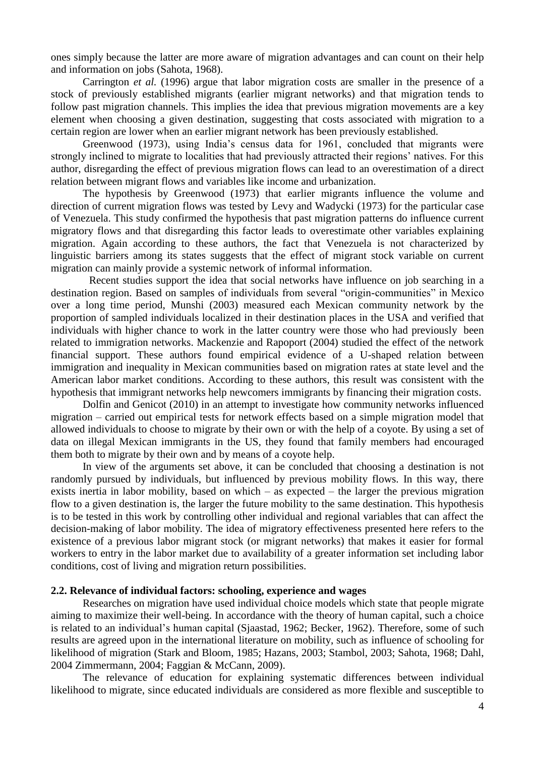ones simply because the latter are more aware of migration advantages and can count on their help and information on jobs (Sahota, 1968).

Carrington *et al.* (1996) argue that labor migration costs are smaller in the presence of a stock of previously established migrants (earlier migrant networks) and that migration tends to follow past migration channels. This implies the idea that previous migration movements are a key element when choosing a given destination, suggesting that costs associated with migration to a certain region are lower when an earlier migrant network has been previously established.

Greenwood (1973), using India's census data for 1961, concluded that migrants were strongly inclined to migrate to localities that had previously attracted their regions' natives. For this author, disregarding the effect of previous migration flows can lead to an overestimation of a direct relation between migrant flows and variables like income and urbanization.

The hypothesis by Greenwood (1973) that earlier migrants influence the volume and direction of current migration flows was tested by Levy and Wadycki (1973) for the particular case of Venezuela. This study confirmed the hypothesis that past migration patterns do influence current migratory flows and that disregarding this factor leads to overestimate other variables explaining migration. Again according to these authors, the fact that Venezuela is not characterized by linguistic barriers among its states suggests that the effect of migrant stock variable on current migration can mainly provide a systemic network of informal information.

Recent studies support the idea that social networks have influence on job searching in a destination region. Based on samples of individuals from several "origin-communities" in Mexico over a long time period, Munshi (2003) measured each Mexican community network by the proportion of sampled individuals localized in their destination places in the USA and verified that individuals with higher chance to work in the latter country were those who had previously been related to immigration networks. Mackenzie and Rapoport (2004) studied the effect of the network financial support. These authors found empirical evidence of a U-shaped relation between immigration and inequality in Mexican communities based on migration rates at state level and the American labor market conditions. According to these authors, this result was consistent with the hypothesis that immigrant networks help newcomers immigrants by financing their migration costs.

Dolfin and Genicot (2010) in an attempt to investigate how community networks influenced migration – carried out empirical tests for network effects based on a simple migration model that allowed individuals to choose to migrate by their own or with the help of a coyote. By using a set of data on illegal Mexican immigrants in the US, they found that family members had encouraged them both to migrate by their own and by means of a coyote help.

In view of the arguments set above, it can be concluded that choosing a destination is not randomly pursued by individuals, but influenced by previous mobility flows. In this way, there exists inertia in labor mobility, based on which – as expected – the larger the previous migration flow to a given destination is, the larger the future mobility to the same destination. This hypothesis is to be tested in this work by controlling other individual and regional variables that can affect the decision-making of labor mobility. The idea of migratory effectiveness presented here refers to the existence of a previous labor migrant stock (or migrant networks) that makes it easier for formal workers to entry in the labor market due to availability of a greater information set including labor conditions, cost of living and migration return possibilities.

### 2.2. Relevance of individual factors: schooling, experience and wages

Researches on migration have used individual choice models which state that people migrate aiming to maximize their well-being. In accordance with the theory of human capital, such a choice is related to an individual's human capital (Sjaastad, 1962; Becker, 1962). Therefore, some of such results are agreed upon in the international literature on mobility, such as influence of schooling for likelihood of migration (Stark and Bloom, 1985; Hazans, 2003; Stambol, 2003; Sahota, 1968; Dahl, 2004 Zimmermann, 2004; Faggian & McCann, 2009).

The relevance of education for explaining systematic differences between individual likelihood to migrate, since educated individuals are considered as more flexible and susceptible to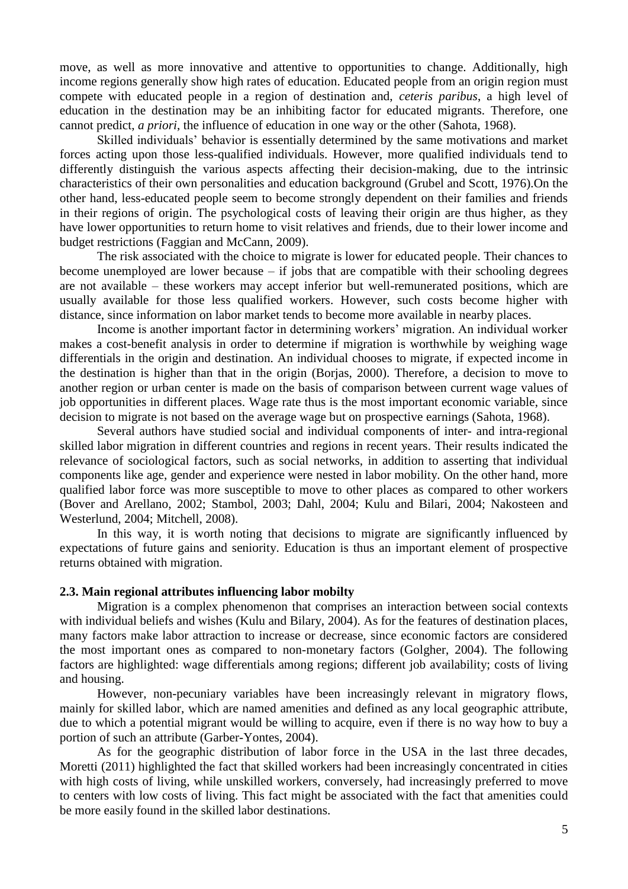move, as well as more innovative and attentive to opportunities to change. Additionally, high income regions generally show high rates of education. Educated people from an origin region must compete with educated people in a region of destination and, *ceteris paribus*, a high level of education in the destination may be an inhibiting factor for educated migrants. Therefore, one cannot predict, *a priori*, the influence of education in one way or the other (Sahota, 1968).

Skilled individuals' behavior is essentially determined by the same motivations and market forces acting upon those less-qualified individuals. However, more qualified individuals tend to differently distinguish the various aspects affecting their decision-making, due to the intrinsic characteristics of their own personalities and education background (Grubel and Scott, 1976).On the other hand, less-educated people seem to become strongly dependent on their families and friends in their regions of origin. The psychological costs of leaving their origin are thus higher, as they have lower opportunities to return home to visit relatives and friends, due to their lower income and budget restrictions (Faggian and McCann, 2009).

The risk associated with the choice to migrate is lower for educated people. Their chances to become unemployed are lower because – if jobs that are compatible with their schooling degrees are not available – these workers may accept inferior but well-remunerated positions, which are usually available for those less qualified workers. However, such costs become higher with distance, since information on labor market tends to become more available in nearby places.

Income is another important factor in determining workers' migration. An individual worker makes a cost-benefit analysis in order to determine if migration is worthwhile by weighing wage differentials in the origin and destination. An individual chooses to migrate, if expected income in the destination is higher than that in the origin (Borjas, 2000). Therefore, a decision to move to another region or urban center is made on the basis of comparison between current wage values of job opportunities in different places. Wage rate thus is the most important economic variable, since decision to migrate is not based on the average wage but on prospective earnings (Sahota, 1968).

Several authors have studied social and individual components of inter- and intra-regional skilled labor migration in different countries and regions in recent years. Their results indicated the relevance of sociological factors, such as social networks, in addition to asserting that individual components like age, gender and experience were nested in labor mobility. On the other hand, more qualified labor force was more susceptible to move to other places as compared to other workers (Bover and Arellano, 2002; Stambol, 2003; Dahl, 2004; Kulu and Bilari, 2004; Nakosteen and Westerlund, 2004; Mitchell, 2008).

In this way, it is worth noting that decisions to migrate are significantly influenced by expectations of future gains and seniority. Education is thus an important element of prospective returns obtained with migration.

### 2.3. Main regional attributes influencing labor mobilty

Migration is a complex phenomenon that comprises an interaction between social contexts with individual beliefs and wishes (Kulu and Bilary, 2004). As for the features of destination places, many factors make labor attraction to increase or decrease, since economic factors are considered the most important ones as compared to non-monetary factors (Golgher, 2004). The following factors are highlighted: wage differentials among regions; different job availability; costs of living and housing.

However, non-pecuniary variables have been increasingly relevant in migratory flows, mainly for skilled labor, which are named amenities and defined as any local geographic attribute, due to which a potential migrant would be willing to acquire, even if there is no way how to buy a portion of such an attribute (Garber-Yontes, 2004).

As for the geographic distribution of labor force in the USA in the last three decades, Moretti (2011) highlighted the fact that skilled workers had been increasingly concentrated in cities with high costs of living, while unskilled workers, conversely, had increasingly preferred to move to centers with low costs of living. This fact might be associated with the fact that amenities could be more easily found in the skilled labor destinations.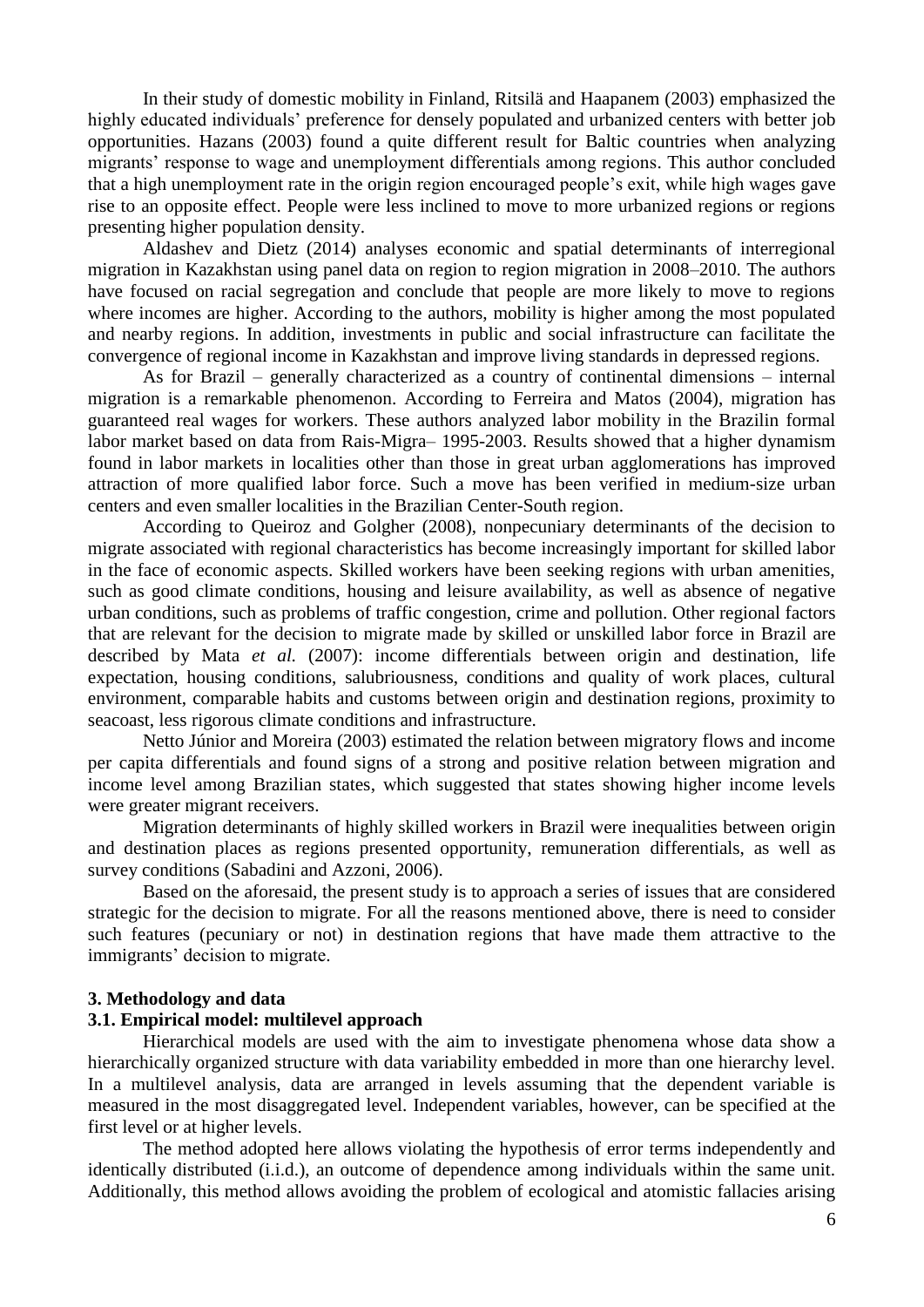In their study of domestic mobility in Finland, Ritsilä and Haapanem (2003) emphasized the highly educated individuals' preference for densely populated and urbanized centers with better job opportunities. Hazans (2003) found a quite different result for Baltic countries when analyzing migrants' response to wage and unemployment differentials among regions. This author concluded that a high unemployment rate in the origin region encouraged people's exit, while high wages gave rise to an opposite effect. People were less inclined to move to more urbanized regions or regions presenting higher population density.

Aldashev and Dietz (2014) analyses economic and spatial determinants of interregional migration in Kazakhstan using panel data on region to region migration in 2008–2010. The authors have focused on racial segregation and conclude that people are more likely to move to regions where incomes are higher. According to the authors, mobility is higher among the most populated and nearby regions. In addition, investments in public and social infrastructure can facilitate the convergence of regional income in Kazakhstan and improve living standards in depressed regions.

As for Brazil – generally characterized as a country of continental dimensions – internal migration is a remarkable phenomenon. According to Ferreira and Matos (2004), migration has guaranteed real wages for workers. These authors analyzed labor mobility in the Brazilin formal labor market based on data from Rais-Migra– 1995-2003. Results showed that a higher dynamism found in labor markets in localities other than those in great urban agglomerations has improved attraction of more qualified labor force. Such a move has been verified in medium-size urban centers and even smaller localities in the Brazilian Center-South region.

According to Queiroz and Golgher (2008), nonpecuniary determinants of the decision to migrate associated with regional characteristics has become increasingly important for skilled labor in the face of economic aspects. Skilled workers have been seeking regions with urban amenities, such as good climate conditions, housing and leisure availability, as well as absence of negative urban conditions, such as problems of traffic congestion, crime and pollution. Other regional factors that are relevant for the decision to migrate made by skilled or unskilled labor force in Brazil are described by Mata *et al.* (2007): income differentials between origin and destination, life expectation, housing conditions, salubriousness, conditions and quality of work places, cultural environment, comparable habits and customs between origin and destination regions, proximity to seacoast, less rigorous climate conditions and infrastructure.

Netto Júnior and Moreira (2003) estimated the relation between migratory flows and income per capita differentials and found signs of a strong and positive relation between migration and income level among Brazilian states, which suggested that states showing higher income levels were greater migrant receivers.

Migration determinants of highly skilled workers in Brazil were inequalities between origin and destination places as regions presented opportunity, remuneration differentials, as well as survey conditions (Sabadini and Azzoni, 2006).

Based on the aforesaid, the present study is to approach a series of issues that are considered strategic for the decision to migrate. For all the reasons mentioned above, there is need to consider such features (pecuniary or not) in destination regions that have made them attractive to the immigrants' decision to migrate.

## 3. Methodology and data

### 3.1. Empirical model: multilevel approach

Hierarchical models are used with the aim to investigate phenomena whose data show a hierarchically organized structure with data variability embedded in more than one hierarchy level. In a multilevel analysis, data are arranged in levels assuming that the dependent variable is measured in the most disaggregated level. Independent variables, however, can be specified at the first level or at higher levels.

The method adopted here allows violating the hypothesis of error terms independently and identically distributed (i.i.d.), an outcome of dependence among individuals within the same unit. Additionally, this method allows avoiding the problem of ecological and atomistic fallacies arising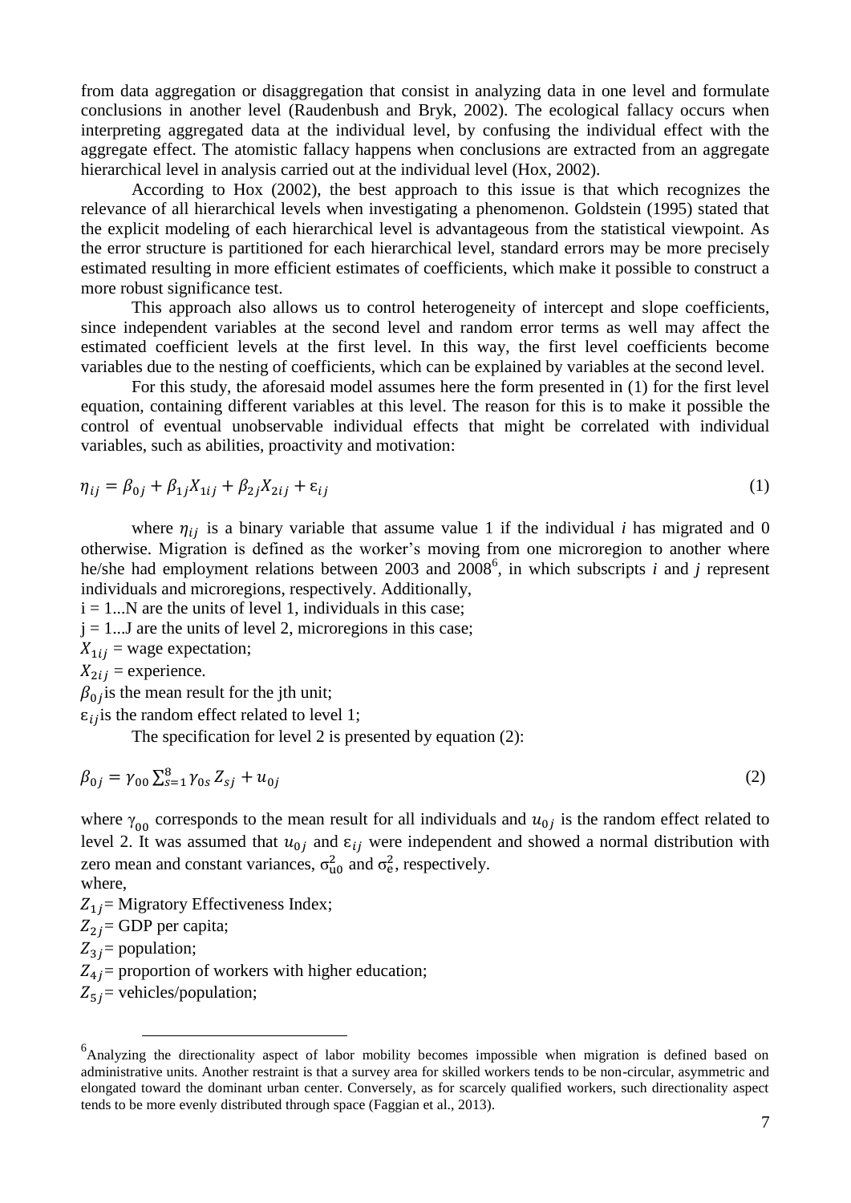from data aggregation or disaggregation that consist in analyzing data in one level and formulate conclusions in another level (Raudenbush and Bryk, 2002). The ecological fallacy occurs when interpreting aggregated data at the individual level, by confusing the individual effect with the aggregate effect. The atomistic fallacy happens when conclusions are extracted from an aggregate hierarchical level in analysis carried out at the individual level (Hox, 2002).

According to Hox (2002), the best approach to this issue is that which recognizes the relevance of all hierarchical levels when investigating a phenomenon. Goldstein (1995) stated that the explicit modeling of each hierarchical level is advantageous from the statistical viewpoint. As the error structure is partitioned for each hierarchical level, standard errors may be more precisely estimated resulting in more efficient estimates of coefficients, which make it possible to construct a more robust significance test.

This approach also allows us to control heterogeneity of intercept and slope coefficients, since independent variables at the second level and random error terms as well may affect the estimated coefficient levels at the first level. In this way, the first level coefficients become variables due to the nesting of coefficients, which can be explained by variables at the second level.

For this study, the aforesaid model assumes here the form presented in (1) for the first level equation, containing different variables at this level. The reason for this is to make it possible the control of eventual unobservable individual effects that might be correlated with individual variables, such as abilities, proactivity and motivation:

$$\eta_{ij} = \beta_{0j} + \beta_{1j}X_{1ij} + \beta_{2j}X_{2ij} + \varepsilon_{ij} \tag{1}$$

where $\eta_{ij}$ is a binary variable that assume value 1 if the individual *i* has migrated and 0 otherwise. Migration is defined as the worker's moving from one microregion to another where he/she had employment relations between 2003 and 2008[6], in which subscripts *i* and *j* represent individuals and microregions, respectively. Additionally,

$i = 1...N$ are the units of level 1, individuals in this case;

$j = 1...J$ are the units of level 2, microregions in this case;

$X_{1ij}$ = wage expectation;

$X_{2ij}$ = experience.

$\beta_{0j}$ is the mean result for the jth unit;

$\varepsilon_{ij}$ is the random effect related to level 1;

The specification for level 2 is presented by equation (2):

$$\beta_{0j} = \gamma_{00} \sum_{s=1}^{8} \gamma_{0s} Z_{sj} + u_{0j} \tag{2}$$

where $\gamma_{00}$ corresponds to the mean result for all individuals and $u_{0j}$ is the random effect related to level 2. It was assumed that $u_{0j}$ and $\varepsilon_{ij}$ were independent and showed a normal distribution with zero mean and constant variances, $\sigma^2_{u0}$ and $\sigma^2_{e}$, respectively.

where,

$Z_{1j}$ = Migratory Effectiveness Index;

$Z_{2j}$ = GDP per capita;

$Z_{3j}$ = population;

$Z_{4j}$ = proportion of workers with higher education;

$Z_{5j}$ = vehicles/population;

[6] Analyzing the directionality aspect of labor mobility becomes impossible when migration is defined based on administrative units. Another restraint is that a survey area for skilled workers tends to be non-circular, asymmetric and elongated toward the dominant urban center. Conversely, as for scarcely qualified workers, such directionality aspect tends to be more evenly distributed through space (Faggian et al., 2013).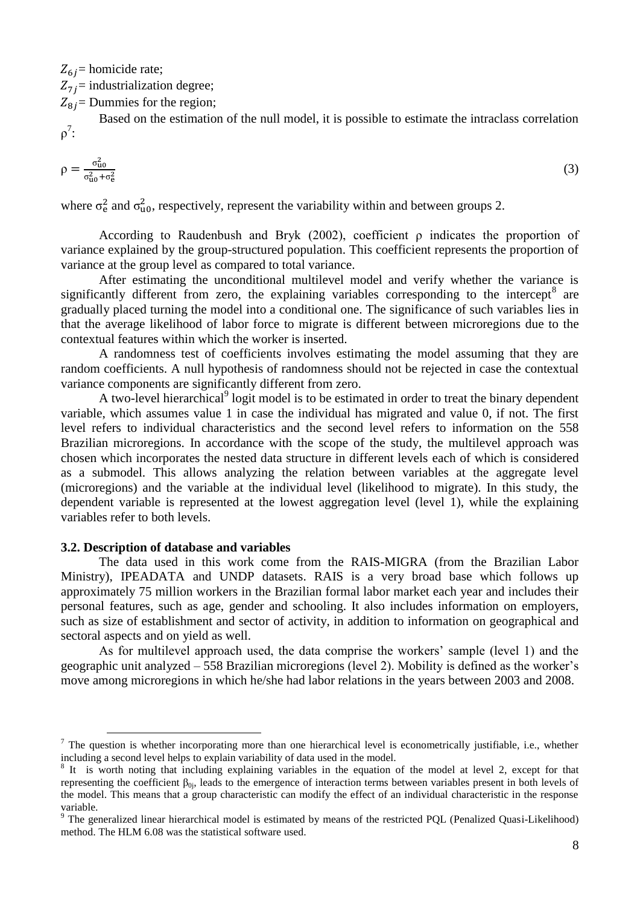$Z_{6j}$ = homicide rate;

$Z_{7j}$ = industrialization degree;

$Z_{8j}$ = Dummies for the region;

Based on the estimation of the null model, it is possible to estimate the intraclass correlation ρ[7]:

$$\rho = \frac{\sigma_{u0}^2}{\sigma_{u0}^2 + \sigma_e^2} \tag{3}$$

where $\sigma_e^2$ and $\sigma_{u0}^2$, respectively, represent the variability within and between groups 2.

According to Raudenbush and Bryk (2002), coefficient ρ indicates the proportion of variance explained by the group-structured population. This coefficient represents the proportion of variance at the group level as compared to total variance.

After estimating the unconditional multilevel model and verify whether the variance is significantly different from zero, the explaining variables corresponding to the intercept[8] are gradually placed turning the model into a conditional one. The significance of such variables lies in that the average likelihood of labor force to migrate is different between microregions due to the contextual features within which the worker is inserted.

A randomness test of coefficients involves estimating the model assuming that they are random coefficients. A null hypothesis of randomness should not be rejected in case the contextual variance components are significantly different from zero.

A two-level hierarchical[9] logit model is to be estimated in order to treat the binary dependent variable, which assumes value 1 in case the individual has migrated and value 0, if not. The first level refers to individual characteristics and the second level refers to information on the 558 Brazilian microregions. In accordance with the scope of the study, the multilevel approach was chosen which incorporates the nested data structure in different levels each of which is considered as a submodel. This allows analyzing the relation between variables at the aggregate level (microregions) and the variable at the individual level (likelihood to migrate). In this study, the dependent variable is represented at the lowest aggregation level (level 1), while the explaining variables refer to both levels.

### 3.2. Description of database and variables

The data used in this work come from the RAIS-MIGRA (from the Brazilian Labor Ministry), IPEADATA and UNDP datasets. RAIS is a very broad base which follows up approximately 75 million workers in the Brazilian formal labor market each year and includes their personal features, such as age, gender and schooling. It also includes information on employers, such as size of establishment and sector of activity, in addition to information on geographical and sectoral aspects and on yield as well.

As for multilevel approach used, the data comprise the workers' sample (level 1) and the geographic unit analyzed – 558 Brazilian microregions (level 2). Mobility is defined as the worker's move among microregions in which he/she had labor relations in the years between 2003 and 2008.

---

[7] The question is whether incorporating more than one hierarchical level is econometrically justifiable, i.e., whether including a second level helps to explain variability of data used in the model.

[8] It is worth noting that including explaining variables in the equation of the model at level 2, except for that representing the coefficient $\beta_{0j}$, leads to the emergence of interaction terms between variables present in both levels of the model. This means that a group characteristic can modify the effect of an individual characteristic in the response variable.

[9] The generalized linear hierarchical model is estimated by means of the restricted PQL (Penalized Quasi-Likelihood) method. The HLM 6.08 was the statistical software used.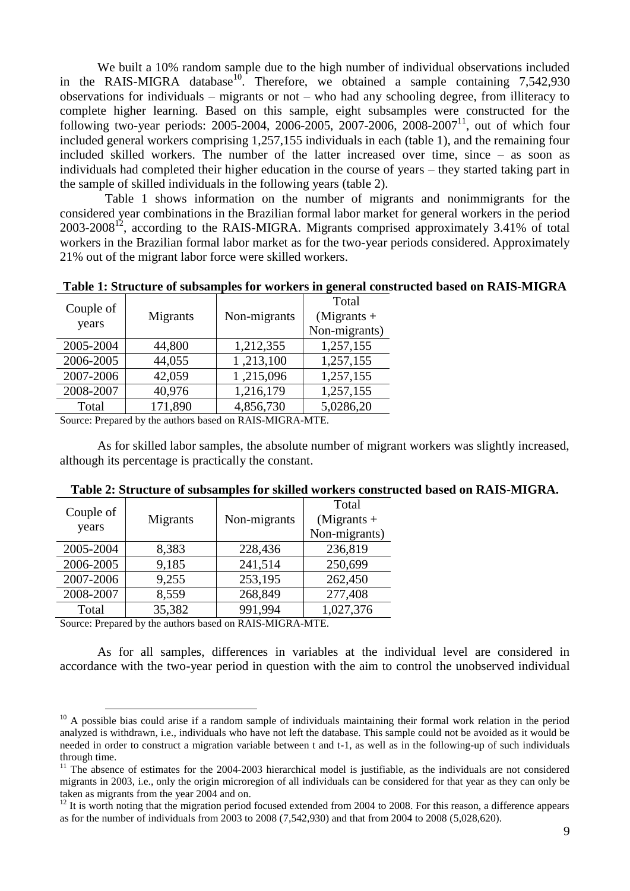We built a 10% random sample due to the high number of individual observations included in the RAIS-MIGRA database[10]. Therefore, we obtained a sample containing 7,542,930 observations for individuals – migrants or not – who had any schooling degree, from illiteracy to complete higher learning. Based on this sample, eight subsamples were constructed for the following two-year periods: 2005-2004, 2006-2005, 2007-2006, 2008-2007[11], out of which four included general workers comprising 1,257,155 individuals in each (table 1), and the remaining four included skilled workers. The number of the latter increased over time, since – as soon as individuals had completed their higher education in the course of years – they started taking part in the sample of skilled individuals in the following years (table 2).

Table 1 shows information on the number of migrants and nonimmigrants for the considered year combinations in the Brazilian formal labor market for general workers in the period 2003-2008[12], according to the RAIS-MIGRA. Migrants comprised approximately 3.41% of total workers in the Brazilian formal labor market as for the two-year periods considered. Approximately 21% out of the migrant labor force were skilled workers.

**Table 1: Structure of subsamples for workers in general constructed based on RAIS-MIGRA**

| Couple of years | Migrants | Non-migrants | Total (Migrants + Non-migrants) |
|---|---|---|---|
| 2005-2004 | 44,800 | 1,212,355 | 1,257,155 |
| 2006-2005 | 44,055 | 1 ,213,100 | 1,257,155 |
| 2007-2006 | 42,059 | 1 ,215,096 | 1,257,155 |
| 2008-2007 | 40,976 | 1,216,179 | 1,257,155 |
| Total | 171,890 | 4,856,730 | 5,0286,20 |

Source: Prepared by the authors based on RAIS-MIGRA-MTE.

As for skilled labor samples, the absolute number of migrant workers was slightly increased, although its percentage is practically the constant.

**Table 2: Structure of subsamples for skilled workers constructed based on RAIS-MIGRA.**

| Couple of years | Migrants | Non-migrants | Total (Migrants + Non-migrants) |
|---|---|---|---|
| 2005-2004 | 8,383 | 228,436 | 236,819 |
| 2006-2005 | 9,185 | 241,514 | 250,699 |
| 2007-2006 | 9,255 | 253,195 | 262,450 |
| 2008-2007 | 8,559 | 268,849 | 277,408 |
| Total | 35,382 | 991,994 | 1,027,376 |

Source: Prepared by the authors based on RAIS-MIGRA-MTE.

As for all samples, differences in variables at the individual level are considered in accordance with the two-year period in question with the aim to control the unobserved individual

---

[10] A possible bias could arise if a random sample of individuals maintaining their formal work relation in the period analyzed is withdrawn, i.e., individuals who have not left the database. This sample could not be avoided as it would be needed in order to construct a migration variable between t and t-1, as well as in the following-up of such individuals through time.

[11] The absence of estimates for the 2004-2003 hierarchical model is justifiable, as the individuals are not considered migrants in 2003, i.e., only the origin microregion of all individuals can be considered for that year as they can only be taken as migrants from the year 2004 and on.

[12] It is worth noting that the migration period focused extended from 2004 to 2008. For this reason, a difference appears as for the number of individuals from 2003 to 2008 (7,542,930) and that from 2004 to 2008 (5,028,620).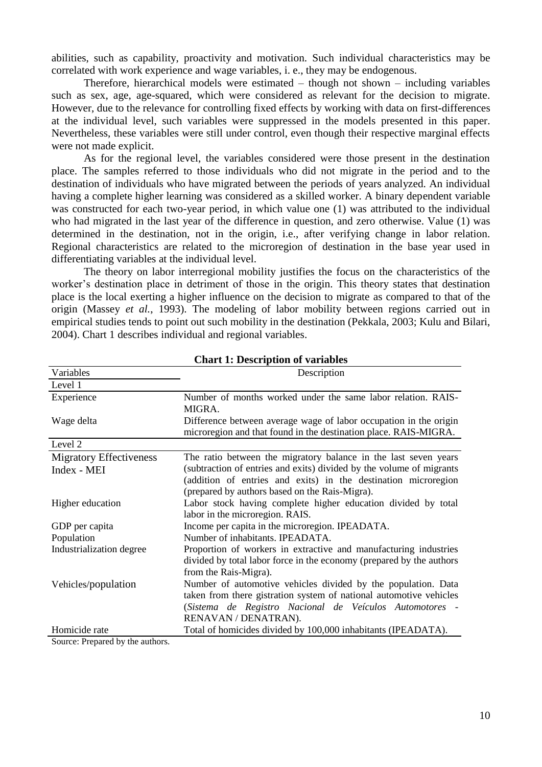abilities, such as capability, proactivity and motivation. Such individual characteristics may be correlated with work experience and wage variables, i. e., they may be endogenous.

Therefore, hierarchical models were estimated – though not shown – including variables such as sex, age, age-squared, which were considered as relevant for the decision to migrate. However, due to the relevance for controlling fixed effects by working with data on first-differences at the individual level, such variables were suppressed in the models presented in this paper. Nevertheless, these variables were still under control, even though their respective marginal effects were not made explicit.

As for the regional level, the variables considered were those present in the destination place. The samples referred to those individuals who did not migrate in the period and to the destination of individuals who have migrated between the periods of years analyzed. An individual having a complete higher learning was considered as a skilled worker. A binary dependent variable was constructed for each two-year period, in which value one (1) was attributed to the individual who had migrated in the last year of the difference in question, and zero otherwise. Value (1) was determined in the destination, not in the origin, i.e., after verifying change in labor relation. Regional characteristics are related to the microregion of destination in the base year used in differentiating variables at the individual level.

The theory on labor interregional mobility justifies the focus on the characteristics of the worker's destination place in detriment of those in the origin. This theory states that destination place is the local exerting a higher influence on the decision to migrate as compared to that of the origin (Massey *et al.*, 1993). The modeling of labor mobility between regions carried out in empirical studies tends to point out such mobility in the destination (Pekkala, 2003; Kulu and Bilari, 2004). Chart 1 describes individual and regional variables.

**Chart 1: Description of variables**

| Variables | Description |
|---|---|
| Level 1 | |
| Experience | Number of months worked under the same labor relation. RAIS-MIGRA. |
| Wage delta | Difference between average wage of labor occupation in the origin microregion and that found in the destination place. RAIS-MIGRA. |
| Level 2 | |
| Migratory Effectiveness Index - MEI | The ratio between the migratory balance in the last seven years (subtraction of entries and exits) divided by the volume of migrants (addition of entries and exits) in the destination microregion (prepared by authors based on the Rais-Migra). |
| Higher education | Labor stock having complete higher education divided by total labor in the microregion. RAIS. |
| GDP per capita | Income per capita in the microregion. IPEADATA. |
| Population | Number of inhabitants. IPEADATA. |
| Industrialization degree | Proportion of workers in extractive and manufacturing industries divided by total labor force in the economy (prepared by the authors from the Rais-Migra). |
| Vehicles/population | Number of automotive vehicles divided by the population. Data taken from there gistration system of national automotive vehicles (*Sistema de Registro Nacional de Veículos Automotores* - RENAVAN / DENATRAN). |
| Homicide rate | Total of homicides divided by 100,000 inhabitants (IPEADATA). |

Source: Prepared by the authors.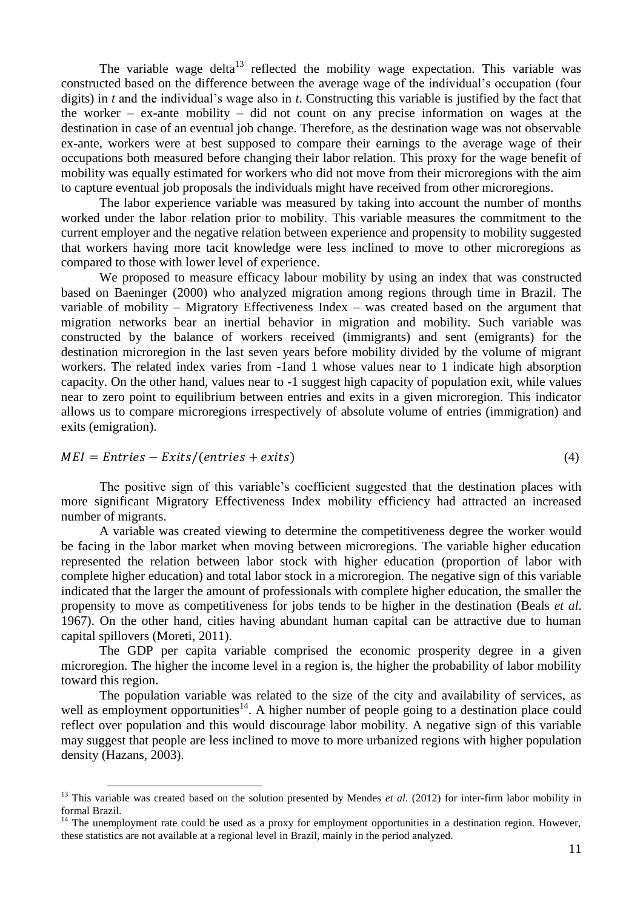The variable wage delta[13] reflected the mobility wage expectation. This variable was constructed based on the difference between the average wage of the individual's occupation (four digits) in *t* and the individual's wage also in *t*. Constructing this variable is justified by the fact that the worker – ex-ante mobility – did not count on any precise information on wages at the destination in case of an eventual job change. Therefore, as the destination wage was not observable ex-ante, workers were at best supposed to compare their earnings to the average wage of their occupations both measured before changing their labor relation. This proxy for the wage benefit of mobility was equally estimated for workers who did not move from their microregions with the aim to capture eventual job proposals the individuals might have received from other microregions.

The labor experience variable was measured by taking into account the number of months worked under the labor relation prior to mobility. This variable measures the commitment to the current employer and the negative relation between experience and propensity to mobility suggested that workers having more tacit knowledge were less inclined to move to other microregions as compared to those with lower level of experience.

We proposed to measure efficacy labour mobility by using an index that was constructed based on Baeninger (2000) who analyzed migration among regions through time in Brazil. The variable of mobility – Migratory Effectiveness Index – was created based on the argument that migration networks bear an inertial behavior in migration and mobility. Such variable was constructed by the balance of workers received (immigrants) and sent (emigrants) for the destination microregion in the last seven years before mobility divided by the volume of migrant workers. The related index varies from -1and 1 whose values near to 1 indicate high absorption capacity. On the other hand, values near to -1 suggest high capacity of population exit, while values near to zero point to equilibrium between entries and exits in a given microregion. This indicator allows us to compare microregions irrespectively of absolute volume of entries (immigration) and exits (emigration).

$$MEI = Entries - Exits/(entries + exits) \tag{4}$$

The positive sign of this variable's coefficient suggested that the destination places with more significant Migratory Effectiveness Index mobility efficiency had attracted an increased number of migrants.

A variable was created viewing to determine the competitiveness degree the worker would be facing in the labor market when moving between microregions. The variable higher education represented the relation between labor stock with higher education (proportion of labor with complete higher education) and total labor stock in a microregion. The negative sign of this variable indicated that the larger the amount of professionals with complete higher education, the smaller the propensity to move as competitiveness for jobs tends to be higher in the destination (Beals *et al*. 1967). On the other hand, cities having abundant human capital can be attractive due to human capital spillovers (Moreti, 2011).

The GDP per capita variable comprised the economic prosperity degree in a given microregion. The higher the income level in a region is, the higher the probability of labor mobility toward this region.

The population variable was related to the size of the city and availability of services, as well as employment opportunities[14]. A higher number of people going to a destination place could reflect over population and this would discourage labor mobility. A negative sign of this variable may suggest that people are less inclined to move to more urbanized regions with higher population density (Hazans, 2003).

---

[13] This variable was created based on the solution presented by Mendes *et al.* (2012) for inter-firm labor mobility in formal Brazil.

[14] The unemployment rate could be used as a proxy for employment opportunities in a destination region. However, these statistics are not available at a regional level in Brazil, mainly in the period analyzed.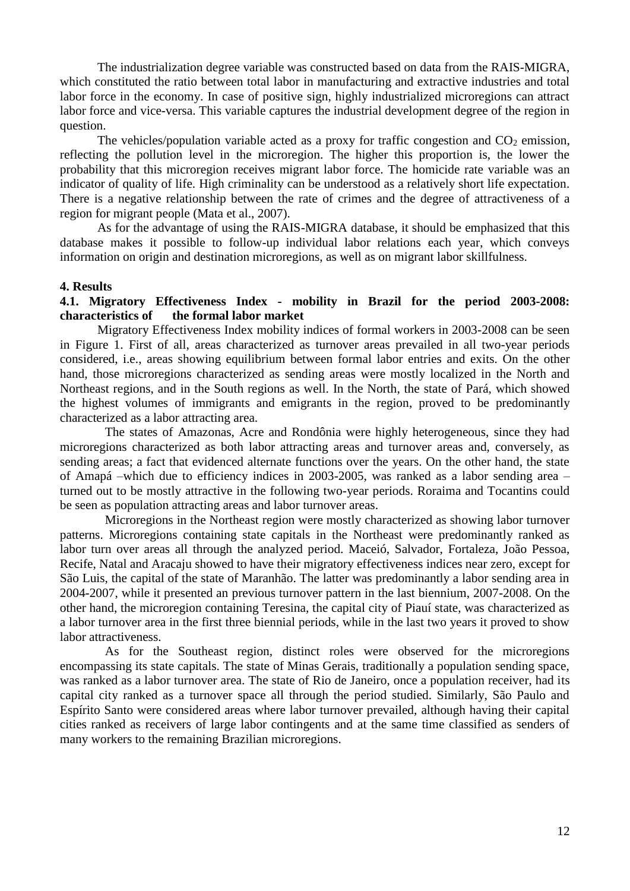The industrialization degree variable was constructed based on data from the RAIS-MIGRA, which constituted the ratio between total labor in manufacturing and extractive industries and total labor force in the economy. In case of positive sign, highly industrialized microregions can attract labor force and vice-versa. This variable captures the industrial development degree of the region in question.

The vehicles/population variable acted as a proxy for traffic congestion and $CO_2$ emission, reflecting the pollution level in the microregion. The higher this proportion is, the lower the probability that this microregion receives migrant labor force. The homicide rate variable was an indicator of quality of life. High criminality can be understood as a relatively short life expectation. There is a negative relationship between the rate of crimes and the degree of attractiveness of a region for migrant people (Mata et al., 2007).

As for the advantage of using the RAIS-MIGRA database, it should be emphasized that this database makes it possible to follow-up individual labor relations each year, which conveys information on origin and destination microregions, as well as on migrant labor skillfulness.

## 4. Results

### 4.1. Migratory Effectiveness Index - mobility in Brazil for the period 2003-2008: characteristics of the formal labor market

Migratory Effectiveness Index mobility indices of formal workers in 2003-2008 can be seen in Figure 1. First of all, areas characterized as turnover areas prevailed in all two-year periods considered, i.e., areas showing equilibrium between formal labor entries and exits. On the other hand, those microregions characterized as sending areas were mostly localized in the North and Northeast regions, and in the South regions as well. In the North, the state of Pará, which showed the highest volumes of immigrants and emigrants in the region, proved to be predominantly characterized as a labor attracting area.

The states of Amazonas, Acre and Rondônia were highly heterogeneous, since they had microregions characterized as both labor attracting areas and turnover areas and, conversely, as sending areas; a fact that evidenced alternate functions over the years. On the other hand, the state of Amapá –which due to efficiency indices in 2003-2005, was ranked as a labor sending area – turned out to be mostly attractive in the following two-year periods. Roraima and Tocantins could be seen as population attracting areas and labor turnover areas.

Microregions in the Northeast region were mostly characterized as showing labor turnover patterns. Microregions containing state capitals in the Northeast were predominantly ranked as labor turn over areas all through the analyzed period. Maceió, Salvador, Fortaleza, João Pessoa, Recife, Natal and Aracaju showed to have their migratory effectiveness indices near zero, except for São Luis, the capital of the state of Maranhão. The latter was predominantly a labor sending area in 2004-2007, while it presented an previous turnover pattern in the last biennium, 2007-2008. On the other hand, the microregion containing Teresina, the capital city of Piauí state, was characterized as a labor turnover area in the first three biennial periods, while in the last two years it proved to show labor attractiveness.

As for the Southeast region, distinct roles were observed for the microregions encompassing its state capitals. The state of Minas Gerais, traditionally a population sending space, was ranked as a labor turnover area. The state of Rio de Janeiro, once a population receiver, had its capital city ranked as a turnover space all through the period studied. Similarly, São Paulo and Espírito Santo were considered areas where labor turnover prevailed, although having their capital cities ranked as receivers of large labor contingents and at the same time classified as senders of many workers to the remaining Brazilian microregions.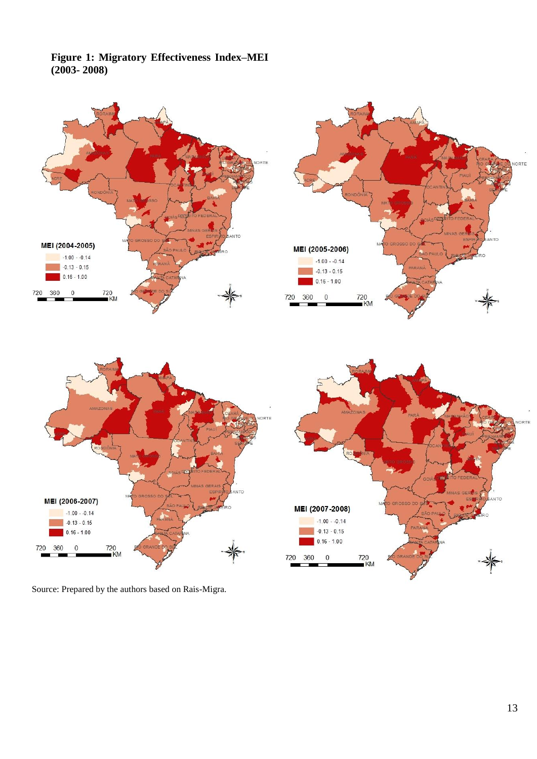**Figure 1: Migratory Effectiveness Index–MEI (2003- 2008)**

Source: Prepared by the authors based on Rais-Migra.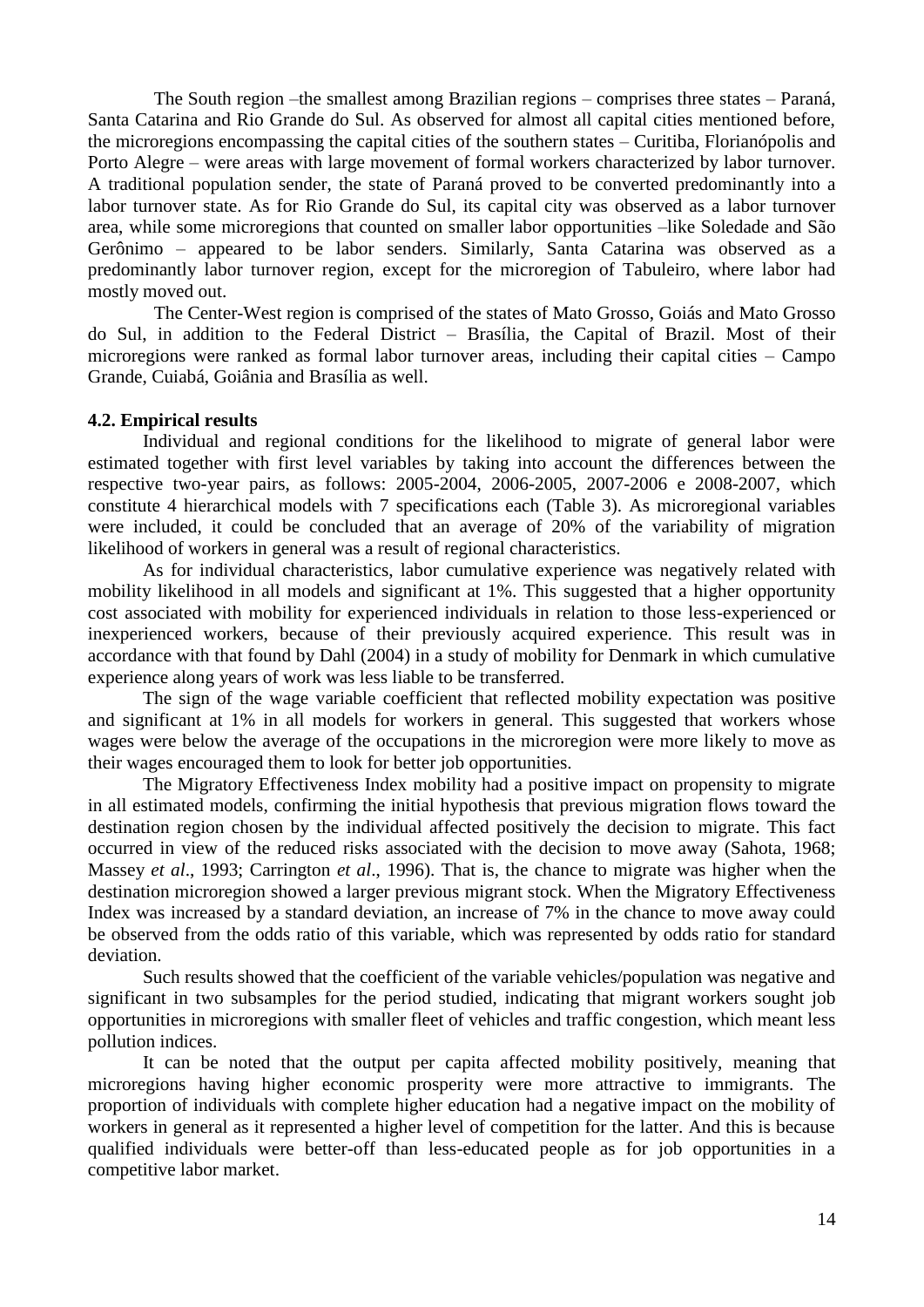The South region –the smallest among Brazilian regions – comprises three states – Paraná, Santa Catarina and Rio Grande do Sul. As observed for almost all capital cities mentioned before, the microregions encompassing the capital cities of the southern states – Curitiba, Florianópolis and Porto Alegre – were areas with large movement of formal workers characterized by labor turnover. A traditional population sender, the state of Paraná proved to be converted predominantly into a labor turnover state. As for Rio Grande do Sul, its capital city was observed as a labor turnover area, while some microregions that counted on smaller labor opportunities –like Soledade and São Gerônimo – appeared to be labor senders. Similarly, Santa Catarina was observed as a predominantly labor turnover region, except for the microregion of Tabuleiro, where labor had mostly moved out.

The Center-West region is comprised of the states of Mato Grosso, Goiás and Mato Grosso do Sul, in addition to the Federal District – Brasília, the Capital of Brazil. Most of their microregions were ranked as formal labor turnover areas, including their capital cities – Campo Grande, Cuiabá, Goiânia and Brasília as well.

**4.2. Empirical results**

Individual and regional conditions for the likelihood to migrate of general labor were estimated together with first level variables by taking into account the differences between the respective two-year pairs, as follows: 2005-2004, 2006-2005, 2007-2006 e 2008-2007, which constitute 4 hierarchical models with 7 specifications each (Table 3). As microregional variables were included, it could be concluded that an average of 20% of the variability of migration likelihood of workers in general was a result of regional characteristics.

As for individual characteristics, labor cumulative experience was negatively related with mobility likelihood in all models and significant at 1%. This suggested that a higher opportunity cost associated with mobility for experienced individuals in relation to those less-experienced or inexperienced workers, because of their previously acquired experience. This result was in accordance with that found by Dahl (2004) in a study of mobility for Denmark in which cumulative experience along years of work was less liable to be transferred.

The sign of the wage variable coefficient that reflected mobility expectation was positive and significant at 1% in all models for workers in general. This suggested that workers whose wages were below the average of the occupations in the microregion were more likely to move as their wages encouraged them to look for better job opportunities.

The Migratory Effectiveness Index mobility had a positive impact on propensity to migrate in all estimated models, confirming the initial hypothesis that previous migration flows toward the destination region chosen by the individual affected positively the decision to migrate. This fact occurred in view of the reduced risks associated with the decision to move away (Sahota, 1968; Massey *et al*., 1993; Carrington *et al*., 1996). That is, the chance to migrate was higher when the destination microregion showed a larger previous migrant stock. When the Migratory Effectiveness Index was increased by a standard deviation, an increase of 7% in the chance to move away could be observed from the odds ratio of this variable, which was represented by odds ratio for standard deviation.

Such results showed that the coefficient of the variable vehicles/population was negative and significant in two subsamples for the period studied, indicating that migrant workers sought job opportunities in microregions with smaller fleet of vehicles and traffic congestion, which meant less pollution indices.

It can be noted that the output per capita affected mobility positively, meaning that microregions having higher economic prosperity were more attractive to immigrants. The proportion of individuals with complete higher education had a negative impact on the mobility of workers in general as it represented a higher level of competition for the latter. And this is because qualified individuals were better-off than less-educated people as for job opportunities in a competitive labor market.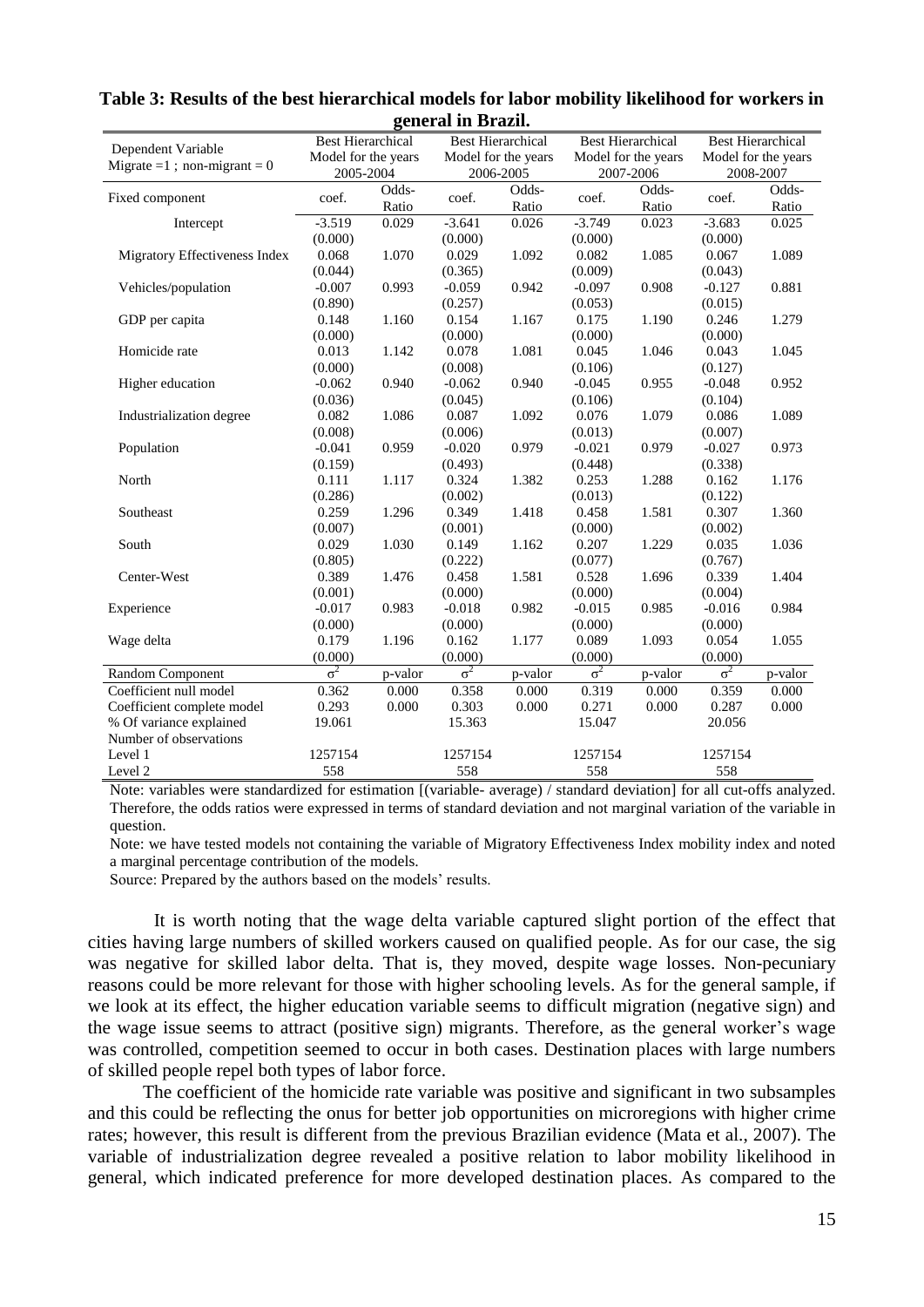**Table 3: Results of the best hierarchical models for labor mobility likelihood for workers in general in Brazil.**

| Dependent Variable Migrate =1 ; non-migrant = 0 | Best Hierarchical Model for the years 2005-2004 | | Best Hierarchical Model for the years 2006-2005 | | Best Hierarchical Model for the years 2007-2006 | | Best Hierarchical Model for the years 2008-2007 | |
|---|---|---|---|---|---|---|---|---|
| Fixed component | coef. | Odds-Ratio | coef. | Odds-Ratio | coef. | Odds-Ratio | coef. | Odds-Ratio |
| Intercept | -3.519 | 0.029 | -3.641 | 0.026 | -3.749 | 0.023 | -3.683 | 0.025 |
| | (0.000) | | (0.000) | | (0.000) | | (0.000) | |
| Migratory Effectiveness Index | 0.068 | 1.070 | 0.029 | 1.092 | 0.082 | 1.085 | 0.067 | 1.089 |
| | (0.044) | | (0.365) | | (0.009) | | (0.043) | |
| Vehicles/population | -0.007 | 0.993 | -0.059 | 0.942 | -0.097 | 0.908 | -0.127 | 0.881 |
| | (0.890) | | (0.257) | | (0.053) | | (0.015) | |
| GDP per capita | 0.148 | 1.160 | 0.154 | 1.167 | 0.175 | 1.190 | 0.246 | 1.279 |
| | (0.000) | | (0.000) | | (0.000) | | (0.000) | |
| Homicide rate | 0.013 | 1.142 | 0.078 | 1.081 | 0.045 | 1.046 | 0.043 | 1.045 |
| | (0.000) | | (0.008) | | (0.106) | | (0.127) | |
| Higher education | -0.062 | 0.940 | -0.062 | 0.940 | -0.045 | 0.955 | -0.048 | 0.952 |
| | (0.036) | | (0.045) | | (0.106) | | (0.104) | |
| Industrialization degree | 0.082 | 1.086 | 0.087 | 1.092 | 0.076 | 1.079 | 0.086 | 1.089 |
| | (0.008) | | (0.006) | | (0.013) | | (0.007) | |
| Population | -0.041 | 0.959 | -0.020 | 0.979 | -0.021 | 0.979 | -0.027 | 0.973 |
| | (0.159) | | (0.493) | | (0.448) | | (0.338) | |
| North | 0.111 | 1.117 | 0.324 | 1.382 | 0.253 | 1.288 | 0.162 | 1.176 |
| | (0.286) | | (0.002) | | (0.013) | | (0.122) | |
| Southeast | 0.259 | 1.296 | 0.349 | 1.418 | 0.458 | 1.581 | 0.307 | 1.360 |
| | (0.007) | | (0.001) | | (0.000) | | (0.002) | |
| South | 0.029 | 1.030 | 0.149 | 1.162 | 0.207 | 1.229 | 0.035 | 1.036 |
| | (0.805) | | (0.222) | | (0.077) | | (0.767) | |
| Center-West | 0.389 | 1.476 | 0.458 | 1.581 | 0.528 | 1.696 | 0.339 | 1.404 |
| | (0.001) | | (0.000) | | (0.000) | | (0.004) | |
| Experience | -0.017 | 0.983 | -0.018 | 0.982 | -0.015 | 0.985 | -0.016 | 0.984 |
| | (0.000) | | (0.000) | | (0.000) | | (0.000) | |
| Wage delta | 0.179 | 1.196 | 0.162 | 1.177 | 0.089 | 1.093 | 0.054 | 1.055 |
| | (0.000) | | (0.000) | | (0.000) | | (0.000) | |
| Random Component | $\sigma^2$ | p-valor | $\sigma^2$ | p-valor | $\sigma^2$ | p-valor | $\sigma^2$ | p-valor |
| Coefficient null model | 0.362 | 0.000 | 0.358 | 0.000 | 0.319 | 0.000 | 0.359 | 0.000 |
| Coefficient complete model | 0.293 | 0.000 | 0.303 | 0.000 | 0.271 | 0.000 | 0.287 | 0.000 |
| % Of variance explained | 19.061 | | 15.363 | | 15.047 | | 20.056 | |
| Number of observations | | | | | | | | |
| Level 1 | 1257154 | | 1257154 | | 1257154 | | 1257154 | |
| Level 2 | 558 | | 558 | | 558 | | 558 | |

Note: variables were standardized for estimation [(variable- average) / standard deviation] for all cut-offs analyzed. Therefore, the odds ratios were expressed in terms of standard deviation and not marginal variation of the variable in question.

Note: we have tested models not containing the variable of Migratory Effectiveness Index mobility index and noted a marginal percentage contribution of the models.

Source: Prepared by the authors based on the models' results.

It is worth noting that the wage delta variable captured slight portion of the effect that cities having large numbers of skilled workers caused on qualified people. As for our case, the sig was negative for skilled labor delta. That is, they moved, despite wage losses. Non-pecuniary reasons could be more relevant for those with higher schooling levels. As for the general sample, if we look at its effect, the higher education variable seems to difficult migration (negative sign) and the wage issue seems to attract (positive sign) migrants. Therefore, as the general worker's wage was controlled, competition seemed to occur in both cases. Destination places with large numbers of skilled people repel both types of labor force.

The coefficient of the homicide rate variable was positive and significant in two subsamples and this could be reflecting the onus for better job opportunities on microregions with higher crime rates; however, this result is different from the previous Brazilian evidence (Mata et al., 2007). The variable of industrialization degree revealed a positive relation to labor mobility likelihood in general, which indicated preference for more developed destination places. As compared to the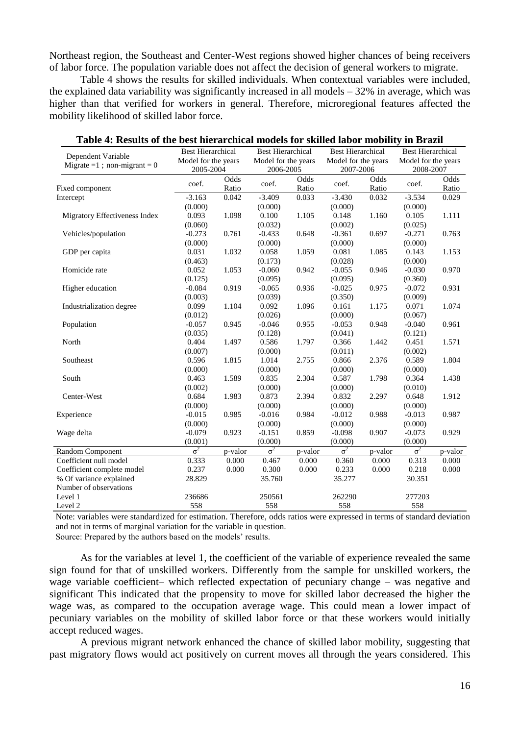Northeast region, the Southeast and Center-West regions showed higher chances of being receivers of labor force. The population variable does not affect the decision of general workers to migrate.

Table 4 shows the results for skilled individuals. When contextual variables were included, the explained data variability was significantly increased in all models – 32% in average, which was higher than that verified for workers in general. Therefore, microregional features affected the mobility likelihood of skilled labor force.

**Table 4: Results of the best hierarchical models for skilled labor mobility in Brazil**

| Dependent Variable Migrate =1 ; non-migrant = 0 | Best Hierarchical Model for the years 2005-2004 | | Best Hierarchical Model for the years 2006-2005 | | Best Hierarchical Model for the years 2007-2006 | | Best Hierarchical Model for the years 2008-2007 | |
|---|---|---|---|---|---|---|---|---|
| Fixed component | coef. | Odds Ratio | coef. | Odds Ratio | coef. | Odds Ratio | coef. | Odds Ratio |
| Intercept | -3.163 | 0.042 | -3.409 | 0.033 | -3.430 | 0.032 | -3.534 | 0.029 |
| | (0.000) | | (0.000) | | (0.000) | | (0.000) | |
| Migratory Effectiveness Index | 0.093 | 1.098 | 0.100 | 1.105 | 0.148 | 1.160 | 0.105 | 1.111 |
| | (0.060) | | (0.032) | | (0.002) | | (0.025) | |
| Vehicles/population | -0.273 | 0.761 | -0.433 | 0.648 | -0.361 | 0.697 | -0.271 | 0.763 |
| | (0.000) | | (0.000) | | (0.000) | | (0.000) | |
| GDP per capita | 0.031 | 1.032 | 0.058 | 1.059 | 0.081 | 1.085 | 0.143 | 1.153 |
| | (0.463) | | (0.173) | | (0.028) | | (0.000) | |
| Homicide rate | 0.052 | 1.053 | -0.060 | 0.942 | -0.055 | 0.946 | -0.030 | 0.970 |
| | (0.125) | | (0.095) | | (0.095) | | (0.360) | |
| Higher education | -0.084 | 0.919 | -0.065 | 0.936 | -0.025 | 0.975 | -0.072 | 0.931 |
| | (0.003) | | (0.039) | | (0.350) | | (0.009) | |
| Industrialization degree | 0.099 | 1.104 | 0.092 | 1.096 | 0.161 | 1.175 | 0.071 | 1.074 |
| | (0.012) | | (0.026) | | (0.000) | | (0.067) | |
| Population | -0.057 | 0.945 | -0.046 | 0.955 | -0.053 | 0.948 | -0.040 | 0.961 |
| | (0.035) | | (0.128) | | (0.041) | | (0.121) | |
| North | 0.404 | 1.497 | 0.586 | 1.797 | 0.366 | 1.442 | 0.451 | 1.571 |
| | (0.007) | | (0.000) | | (0.011) | | (0.002) | |
| Southeast | 0.596 | 1.815 | 1.014 | 2.755 | 0.866 | 2.376 | 0.589 | 1.804 |
| | (0.000) | | (0.000) | | (0.000) | | (0.000) | |
| South | 0.463 | 1.589 | 0.835 | 2.304 | 0.587 | 1.798 | 0.364 | 1.438 |
| | (0.002) | | (0.000) | | (0.000) | | (0.010) | |
| Center-West | 0.684 | 1.983 | 0.873 | 2.394 | 0.832 | 2.297 | 0.648 | 1.912 |
| | (0.000) | | (0.000) | | (0.000) | | (0.000) | |
| Experience | -0.015 | 0.985 | -0.016 | 0.984 | -0.012 | 0.988 | -0.013 | 0.987 |
| | (0.000) | | (0.000) | | (0.000) | | (0.000) | |
| Wage delta | -0.079 | 0.923 | -0.151 | 0.859 | -0.098 | 0.907 | -0.073 | 0.929 |
| | (0.001) | | (0.000) | | (0.000) | | (0.000) | |
| Random Component | $\sigma^2$ | p-valor | $\sigma^2$ | p-valor | $\sigma^2$ | p-valor | $\sigma^2$ | p-valor |
| Coefficient null model | 0.333 | 0.000 | 0.467 | 0.000 | 0.360 | 0.000 | 0.313 | 0.000 |
| Coefficient complete model | 0.237 | 0.000 | 0.300 | 0.000 | 0.233 | 0.000 | 0.218 | 0.000 |
| % Of variance explained | 28.829 | | 35.760 | | 35.277 | | 30.351 | |
| Number of observations | | | | | | | | |
| Level 1 | 236686 | | 250561 | | 262290 | | 277203 | |
| Level 2 | 558 | | 558 | | 558 | | 558 | |

Note: variables were standardized for estimation. Therefore, odds ratios were expressed in terms of standard deviation and not in terms of marginal variation for the variable in question.

Source: Prepared by the authors based on the models' results.

As for the variables at level 1, the coefficient of the variable of experience revealed the same sign found for that of unskilled workers. Differently from the sample for unskilled workers, the wage variable coefficient– which reflected expectation of pecuniary change – was negative and significant This indicated that the propensity to move for skilled labor decreased the higher the wage was, as compared to the occupation average wage. This could mean a lower impact of pecuniary variables on the mobility of skilled labor force or that these workers would initially accept reduced wages.

A previous migrant network enhanced the chance of skilled labor mobility, suggesting that past migratory flows would act positively on current moves all through the years considered. This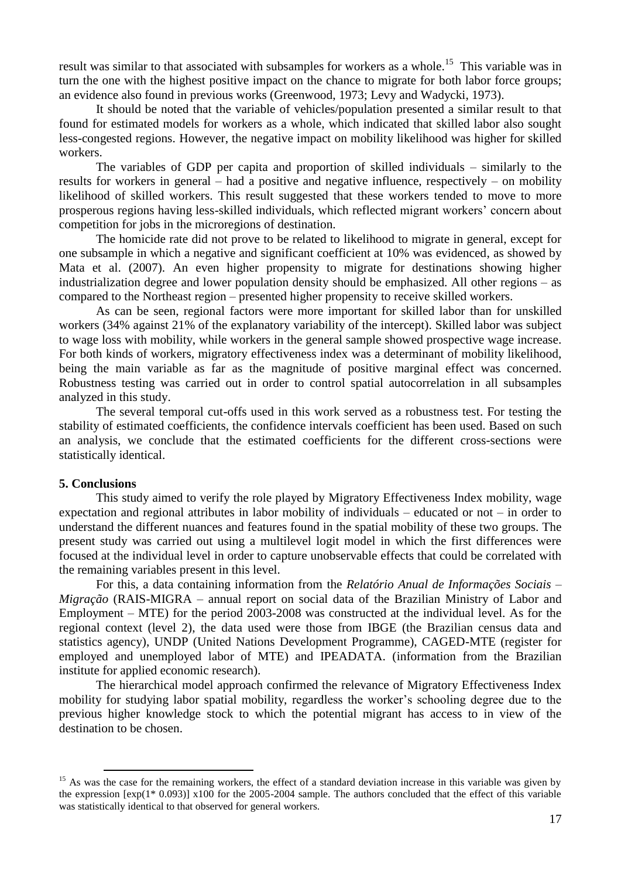result was similar to that associated with subsamples for workers as a whole.[15] This variable was in turn the one with the highest positive impact on the chance to migrate for both labor force groups; an evidence also found in previous works (Greenwood, 1973; Levy and Wadycki, 1973).

It should be noted that the variable of vehicles/population presented a similar result to that found for estimated models for workers as a whole, which indicated that skilled labor also sought less-congested regions. However, the negative impact on mobility likelihood was higher for skilled workers.

The variables of GDP per capita and proportion of skilled individuals – similarly to the results for workers in general – had a positive and negative influence, respectively – on mobility likelihood of skilled workers. This result suggested that these workers tended to move to more prosperous regions having less-skilled individuals, which reflected migrant workers' concern about competition for jobs in the microregions of destination.

The homicide rate did not prove to be related to likelihood to migrate in general, except for one subsample in which a negative and significant coefficient at 10% was evidenced, as showed by Mata et al. (2007). An even higher propensity to migrate for destinations showing higher industrialization degree and lower population density should be emphasized. All other regions – as compared to the Northeast region – presented higher propensity to receive skilled workers.

As can be seen, regional factors were more important for skilled labor than for unskilled workers (34% against 21% of the explanatory variability of the intercept). Skilled labor was subject to wage loss with mobility, while workers in the general sample showed prospective wage increase. For both kinds of workers, migratory effectiveness index was a determinant of mobility likelihood, being the main variable as far as the magnitude of positive marginal effect was concerned. Robustness testing was carried out in order to control spatial autocorrelation in all subsamples analyzed in this study.

The several temporal cut-offs used in this work served as a robustness test. For testing the stability of estimated coefficients, the confidence intervals coefficient has been used. Based on such an analysis, we conclude that the estimated coefficients for the different cross-sections were statistically identical.

## 5. Conclusions

This study aimed to verify the role played by Migratory Effectiveness Index mobility, wage expectation and regional attributes in labor mobility of individuals – educated or not – in order to understand the different nuances and features found in the spatial mobility of these two groups. The present study was carried out using a multilevel logit model in which the first differences were focused at the individual level in order to capture unobservable effects that could be correlated with the remaining variables present in this level.

For this, a data containing information from the *Relatório Anual de Informações Sociais – Migração* (RAIS-MIGRA – annual report on social data of the Brazilian Ministry of Labor and Employment – MTE) for the period 2003-2008 was constructed at the individual level. As for the regional context (level 2), the data used were those from IBGE (the Brazilian census data and statistics agency), UNDP (United Nations Development Programme), CAGED-MTE (register for employed and unemployed labor of MTE) and IPEADATA. (information from the Brazilian institute for applied economic research).

The hierarchical model approach confirmed the relevance of Migratory Effectiveness Index mobility for studying labor spatial mobility, regardless the worker's schooling degree due to the previous higher knowledge stock to which the potential migrant has access to in view of the destination to be chosen.

---

[15] As was the case for the remaining workers, the effect of a standard deviation increase in this variable was given by the expression $[\exp(1 * 0.093)] \times 100$ for the 2005-2004 sample. The authors concluded that the effect of this variable was statistically identical to that observed for general workers.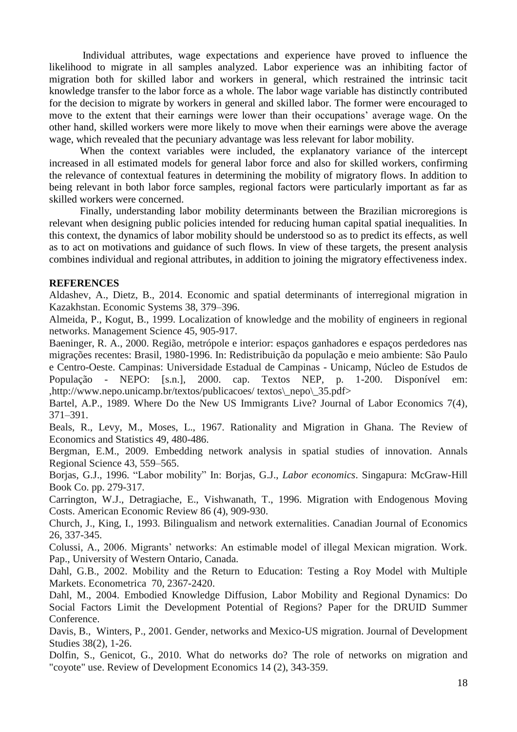Individual attributes, wage expectations and experience have proved to influence the likelihood to migrate in all samples analyzed. Labor experience was an inhibiting factor of migration both for skilled labor and workers in general, which restrained the intrinsic tacit knowledge transfer to the labor force as a whole. The labor wage variable has distinctly contributed for the decision to migrate by workers in general and skilled labor. The former were encouraged to move to the extent that their earnings were lower than their occupations' average wage. On the other hand, skilled workers were more likely to move when their earnings were above the average wage, which revealed that the pecuniary advantage was less relevant for labor mobility.

When the context variables were included, the explanatory variance of the intercept increased in all estimated models for general labor force and also for skilled workers, confirming the relevance of contextual features in determining the mobility of migratory flows. In addition to being relevant in both labor force samples, regional factors were particularly important as far as skilled workers were concerned.

Finally, understanding labor mobility determinants between the Brazilian microregions is relevant when designing public policies intended for reducing human capital spatial inequalities. In this context, the dynamics of labor mobility should be understood so as to predict its effects, as well as to act on motivations and guidance of such flows. In view of these targets, the present analysis combines individual and regional attributes, in addition to joining the migratory effectiveness index.

**REFERENCES**

Aldashev, A., Dietz, B., 2014. Economic and spatial determinants of interregional migration in Kazakhstan. Economic Systems 38, 379–396.

Almeida, P., Kogut, B., 1999. Localization of knowledge and the mobility of engineers in regional networks. Management Science 45, 905-917.

Baeninger, R. A., 2000. Região, metrópole e interior: espaços ganhadores e espaços perdedores nas migrações recentes: Brasil, 1980-1996. In: Redistribuição da população e meio ambiente: São Paulo e Centro-Oeste. Campinas: Universidade Estadual de Campinas - Unicamp, Núcleo de Estudos de População - NEPO: [s.n.], 2000. cap. Textos NEP, p. 1-200. Disponível em: ,http://www.nepo.unicamp.br/textos/publicacoes/ textos\_nepo\_35.pdf>

Bartel, A.P., 1989. Where Do the New US Immigrants Live? Journal of Labor Economics 7(4), 371–391.

Beals, R., Levy, M., Moses, L., 1967. Rationality and Migration in Ghana. The Review of Economics and Statistics 49, 480-486.

Bergman, E.M., 2009. Embedding network analysis in spatial studies of innovation. Annals Regional Science 43, 559–565.

Borjas, G.J., 1996. "Labor mobility" In: Borjas, G.J., *Labor economics*. Singapura: McGraw-Hill Book Co. pp. 279-317.

Carrington, W.J., Detragiache, E., Vishwanath, T., 1996. Migration with Endogenous Moving Costs. American Economic Review 86 (4), 909-930.

Church, J., King, I., 1993. Bilingualism and network externalities. Canadian Journal of Economics 26, 337-345.

Colussi, A., 2006. Migrants' networks: An estimable model of illegal Mexican migration. Work. Pap., University of Western Ontario, Canada.

Dahl, G.B., 2002. Mobility and the Return to Education: Testing a Roy Model with Multiple Markets. Econometrica 70, 2367-2420.

Dahl, M., 2004. Embodied Knowledge Diffusion, Labor Mobility and Regional Dynamics: Do Social Factors Limit the Development Potential of Regions? Paper for the DRUID Summer Conference.

Davis, B., Winters, P., 2001. Gender, networks and Mexico-US migration. Journal of Development Studies 38(2), 1-26.

Dolfin, S., Genicot, G., 2010. What do networks do? The role of networks on migration and "coyote" use. Review of Development Economics 14 (2), 343-359.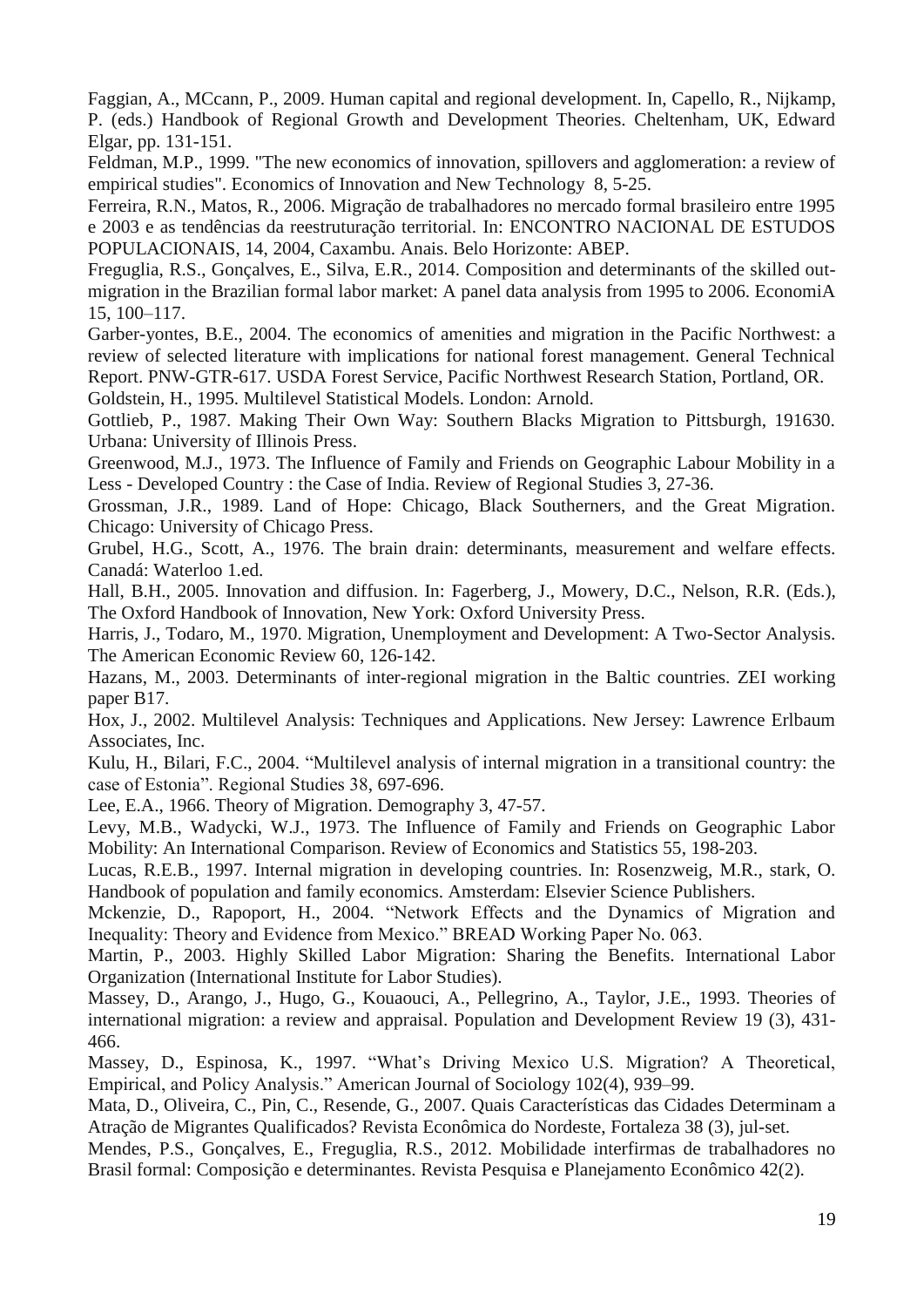Faggian, A., MCcann, P., 2009. Human capital and regional development. In, Capello, R., Nijkamp, P. (eds.) Handbook of Regional Growth and Development Theories. Cheltenham, UK, Edward Elgar, pp. 131-151.

Feldman, M.P., 1999. "The new economics of innovation, spillovers and agglomeration: a review of empirical studies". Economics of Innovation and New Technology 8, 5-25.

Ferreira, R.N., Matos, R., 2006. Migração de trabalhadores no mercado formal brasileiro entre 1995 e 2003 e as tendências da reestruturação territorial. In: ENCONTRO NACIONAL DE ESTUDOS POPULACIONAIS, 14, 2004, Caxambu. Anais. Belo Horizonte: ABEP.

Freguglia, R.S., Gonçalves, E., Silva, E.R., 2014. Composition and determinants of the skilled out-migration in the Brazilian formal labor market: A panel data analysis from 1995 to 2006. EconomiA 15, 100–117.

Garber-yontes, B.E., 2004. The economics of amenities and migration in the Pacific Northwest: a review of selected literature with implications for national forest management. General Technical Report. PNW-GTR-617. USDA Forest Service, Pacific Northwest Research Station, Portland, OR.

Goldstein, H., 1995. Multilevel Statistical Models. London: Arnold.

Gottlieb, P., 1987. Making Their Own Way: Southern Blacks Migration to Pittsburgh, 191630. Urbana: University of Illinois Press.

Greenwood, M.J., 1973. The Influence of Family and Friends on Geographic Labour Mobility in a Less - Developed Country : the Case of India. Review of Regional Studies 3, 27-36.

Grossman, J.R., 1989. Land of Hope: Chicago, Black Southerners, and the Great Migration. Chicago: University of Chicago Press.

Grubel, H.G., Scott, A., 1976. The brain drain: determinants, measurement and welfare effects. Canadá: Waterloo 1.ed.

Hall, B.H., 2005. Innovation and diffusion. In: Fagerberg, J., Mowery, D.C., Nelson, R.R. (Eds.), The Oxford Handbook of Innovation, New York: Oxford University Press.

Harris, J., Todaro, M., 1970. Migration, Unemployment and Development: A Two-Sector Analysis. The American Economic Review 60, 126-142.

Hazans, M., 2003. Determinants of inter-regional migration in the Baltic countries. ZEI working paper B17.

Hox, J., 2002. Multilevel Analysis: Techniques and Applications. New Jersey: Lawrence Erlbaum Associates, Inc.

Kulu, H., Bilari, F.C., 2004. "Multilevel analysis of internal migration in a transitional country: the case of Estonia". Regional Studies 38, 697-696.

Lee, E.A., 1966. Theory of Migration. Demography 3, 47-57.

Levy, M.B., Wadycki, W.J., 1973. The Influence of Family and Friends on Geographic Labor Mobility: An International Comparison. Review of Economics and Statistics 55, 198-203.

Lucas, R.E.B., 1997. Internal migration in developing countries. In: Rosenzweig, M.R., stark, O. Handbook of population and family economics. Amsterdam: Elsevier Science Publishers.

Mckenzie, D., Rapoport, H., 2004. "Network Effects and the Dynamics of Migration and Inequality: Theory and Evidence from Mexico." BREAD Working Paper No. 063.

Martin, P., 2003. Highly Skilled Labor Migration: Sharing the Benefits. International Labor Organization (International Institute for Labor Studies).

Massey, D., Arango, J., Hugo, G., Kouaouci, A., Pellegrino, A., Taylor, J.E., 1993. Theories of international migration: a review and appraisal. Population and Development Review 19 (3), 431-466.

Massey, D., Espinosa, K., 1997. "What's Driving Mexico U.S. Migration? A Theoretical, Empirical, and Policy Analysis." American Journal of Sociology 102(4), 939–99.

Mata, D., Oliveira, C., Pin, C., Resende, G., 2007. Quais Características das Cidades Determinam a Atração de Migrantes Qualificados? Revista Econômica do Nordeste, Fortaleza 38 (3), jul-set.

Mendes, P.S., Gonçalves, E., Freguglia, R.S., 2012. Mobilidade interfirmas de trabalhadores no Brasil formal: Composição e determinantes. Revista Pesquisa e Planejamento Econômico 42(2).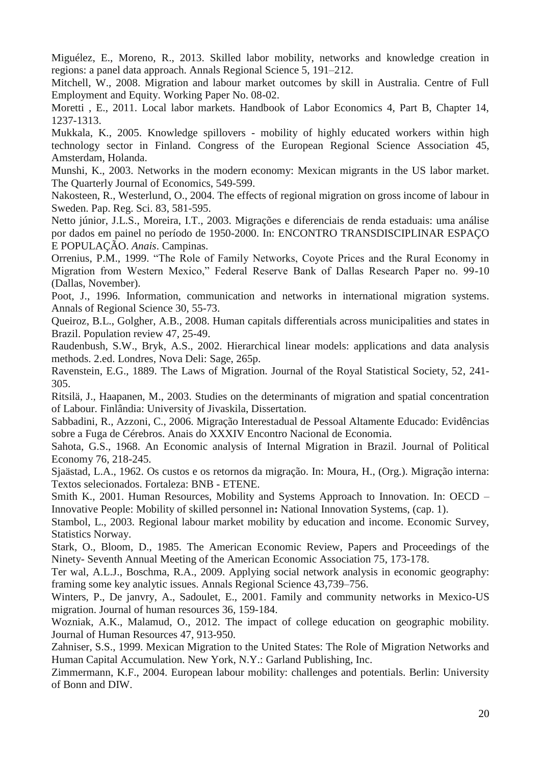Miguélez, E., Moreno, R., 2013. Skilled labor mobility, networks and knowledge creation in regions: a panel data approach. Annals Regional Science 5, 191–212.

Mitchell, W., 2008. Migration and labour market outcomes by skill in Australia. Centre of Full Employment and Equity. Working Paper No. 08-02.

Moretti , E., 2011. Local labor markets. Handbook of Labor Economics 4, Part B, Chapter 14, 1237-1313.

Mukkala, K., 2005. Knowledge spillovers - mobility of highly educated workers within high technology sector in Finland. Congress of the European Regional Science Association 45, Amsterdam, Holanda.

Munshi, K., 2003. Networks in the modern economy: Mexican migrants in the US labor market. The Quarterly Journal of Economics, 549-599.

Nakosteen, R., Westerlund, O., 2004. The effects of regional migration on gross income of labour in Sweden. Pap. Reg. Sci. 83, 581-595.

Netto júnior, J.L.S., Moreira, I.T., 2003. Migrações e diferenciais de renda estaduais: uma análise por dados em painel no período de 1950-2000. In: ENCONTRO TRANSDISCIPLINAR ESPAÇO E POPULAÇÃO. *Anais*. Campinas.

Orrenius, P.M., 1999. "The Role of Family Networks, Coyote Prices and the Rural Economy in Migration from Western Mexico," Federal Reserve Bank of Dallas Research Paper no. 99-10 (Dallas, November).

Poot, J., 1996. Information, communication and networks in international migration systems. Annals of Regional Science 30, 55-73.

Queiroz, B.L., Golgher, A.B., 2008. Human capitals differentials across municipalities and states in Brazil. Population review 47, 25-49.

Raudenbush, S.W., Bryk, A.S., 2002. Hierarchical linear models: applications and data analysis methods. 2.ed. Londres, Nova Deli: Sage, 265p.

Ravenstein, E.G., 1889. The Laws of Migration. Journal of the Royal Statistical Society, 52, 241-305.

Ritsilä, J., Haapanen, M., 2003. Studies on the determinants of migration and spatial concentration of Labour. Finlândia: University of Jivaskila, Dissertation.

Sabbadini, R., Azzoni, C., 2006. Migração Interestadual de Pessoal Altamente Educado: Evidências sobre a Fuga de Cérebros. Anais do XXXIV Encontro Nacional de Economia.

Sahota, G.S., 1968. An Economic analysis of Internal Migration in Brazil. Journal of Political Economy 76, 218-245.

Sjaästad, L.A., 1962. Os custos e os retornos da migração. In: Moura, H., (Org.). Migração interna: Textos selecionados. Fortaleza: BNB - ETENE.

Smith K., 2001. Human Resources, Mobility and Systems Approach to Innovation. In: OECD – Innovative People: Mobility of skilled personnel in**:** National Innovation Systems, (cap. 1).

Stambol, L., 2003. Regional labour market mobility by education and income. Economic Survey, Statistics Norway.

Stark, O., Bloom, D., 1985. The American Economic Review, Papers and Proceedings of the Ninety- Seventh Annual Meeting of the American Economic Association 75, 173-178.

Ter wal, A.L.J., Boschma, R.A., 2009. Applying social network analysis in economic geography: framing some key analytic issues. Annals Regional Science 43,739–756.

Winters, P., De janvry, A., Sadoulet, E., 2001. Family and community networks in Mexico-US migration. Journal of human resources 36, 159-184.

Wozniak, A.K., Malamud, O., 2012. The impact of college education on geographic mobility. Journal of Human Resources 47, 913-950.

Zahniser, S.S., 1999. Mexican Migration to the United States: The Role of Migration Networks and Human Capital Accumulation. New York, N.Y.: Garland Publishing, Inc.

Zimmermann, K.F., 2004. European labour mobility: challenges and potentials. Berlin: University of Bonn and DIW.